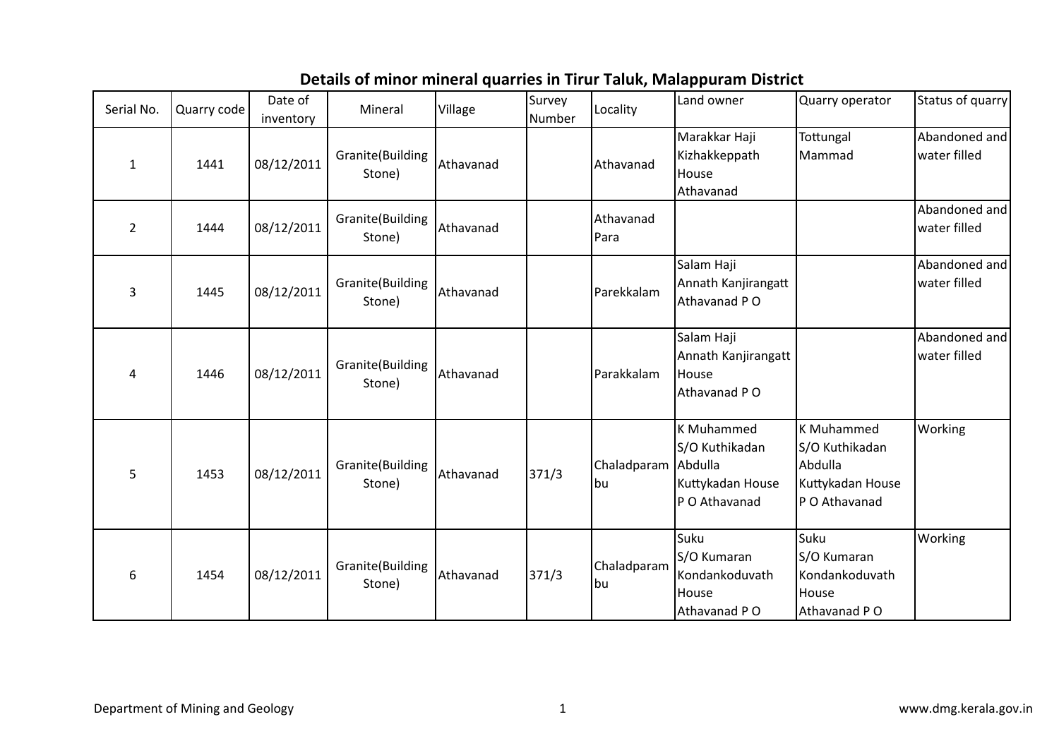# Details of minor mineral quarries in Tirur Taluk, Malappuram District

| Serial No. | Quarry code | Date of inventory | Mineral | Village | Survey Number | Locality | Land owner | Quarry operator | Status of quarry |
|---|---|---|---|---|---|---|---|---|---|
| 1 | 1441 | 08/12/2011 | Granite(Building Stone) | Athavanad | | Athavanad | Marakkar Haji Kizhakkeppath House Athavanad | Tottungal Mammad | Abandoned and water filled |
| 2 | 1444 | 08/12/2011 | Granite(Building Stone) | Athavanad | | Athavanad Para | | | Abandoned and water filled |
| 3 | 1445 | 08/12/2011 | Granite(Building Stone) | Athavanad | | Parekkalam | Salam Haji Annath Kanjirangatt Athavanad P O | | Abandoned and water filled |
| 4 | 1446 | 08/12/2011 | Granite(Building Stone) | Athavanad | | Parakkalam | Salam Haji Annath Kanjirangatt House Athavanad P O | | Abandoned and water filled |
| 5 | 1453 | 08/12/2011 | Granite(Building Stone) | Athavanad | 371/3 | Chaladparambu | K Muhammed S/O Kuthikadan Abdulla Kuttykadan House P O Athavanad | K Muhammed S/O Kuthikadan Abdulla Kuttykadan House P O Athavanad | Working |
| 6 | 1454 | 08/12/2011 | Granite(Building Stone) | Athavanad | 371/3 | Chaladparambu | Suku S/O Kumaran Kondankoduvath House Athavanad P O | Suku S/O Kumaran Kondankoduvath House Athavanad P O | Working |

Department of Mining and Geology www.dmg.kerala.gov.in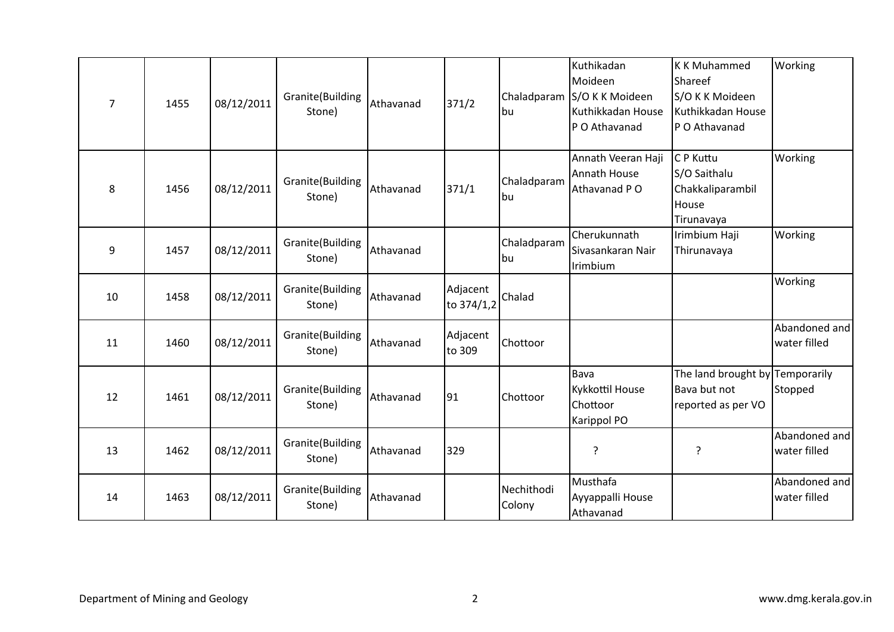| | | | | | | | | | |
|---|---|---|---|---|---|---|---|---|---|
| 7 | 1455 | 08/12/2011 | Granite(Building Stone) | Athavanad | 371/2 | Chaladparambu | Kuthikadan Moideen S/O K K Moideen Kuthikkadan House P O Athavanad | K K Muhammed Shareef S/O K K Moideen Kuthikkadan House P O Athavanad | Working |
| 8 | 1456 | 08/12/2011 | Granite(Building Stone) | Athavanad | 371/1 | Chaladparambu | Annath Veeran Haji Annath House Athavanad P O | C P Kuttu S/O Saithalu Chakkaliparambil House Tirunavaya | Working |
| 9 | 1457 | 08/12/2011 | Granite(Building Stone) | Athavanad | | Chaladparambu | Cherukunnath Sivasankaran Nair Irimbium | Irimbium Haji Thirunavaya | Working |
| 10 | 1458 | 08/12/2011 | Granite(Building Stone) | Athavanad | Adjacent to 374/1,2 | Chalad | | | Working |
| 11 | 1460 | 08/12/2011 | Granite(Building Stone) | Athavanad | Adjacent to 309 | Chottoor | | | Abandoned and water filled |
| 12 | 1461 | 08/12/2011 | Granite(Building Stone) | Athavanad | 91 | Chottoor | Bava Kykkottil House Chottoor Karippol PO | The land brought by Bava but not reported as per VO | Temporarily Stopped |
| 13 | 1462 | 08/12/2011 | Granite(Building Stone) | Athavanad | 329 | | ? | ? | Abandoned and water filled |
| 14 | 1463 | 08/12/2011 | Granite(Building Stone) | Athavanad | | Nechithodi Colony | Musthafa Ayyappalli House Athavanad | | Abandoned and water filled |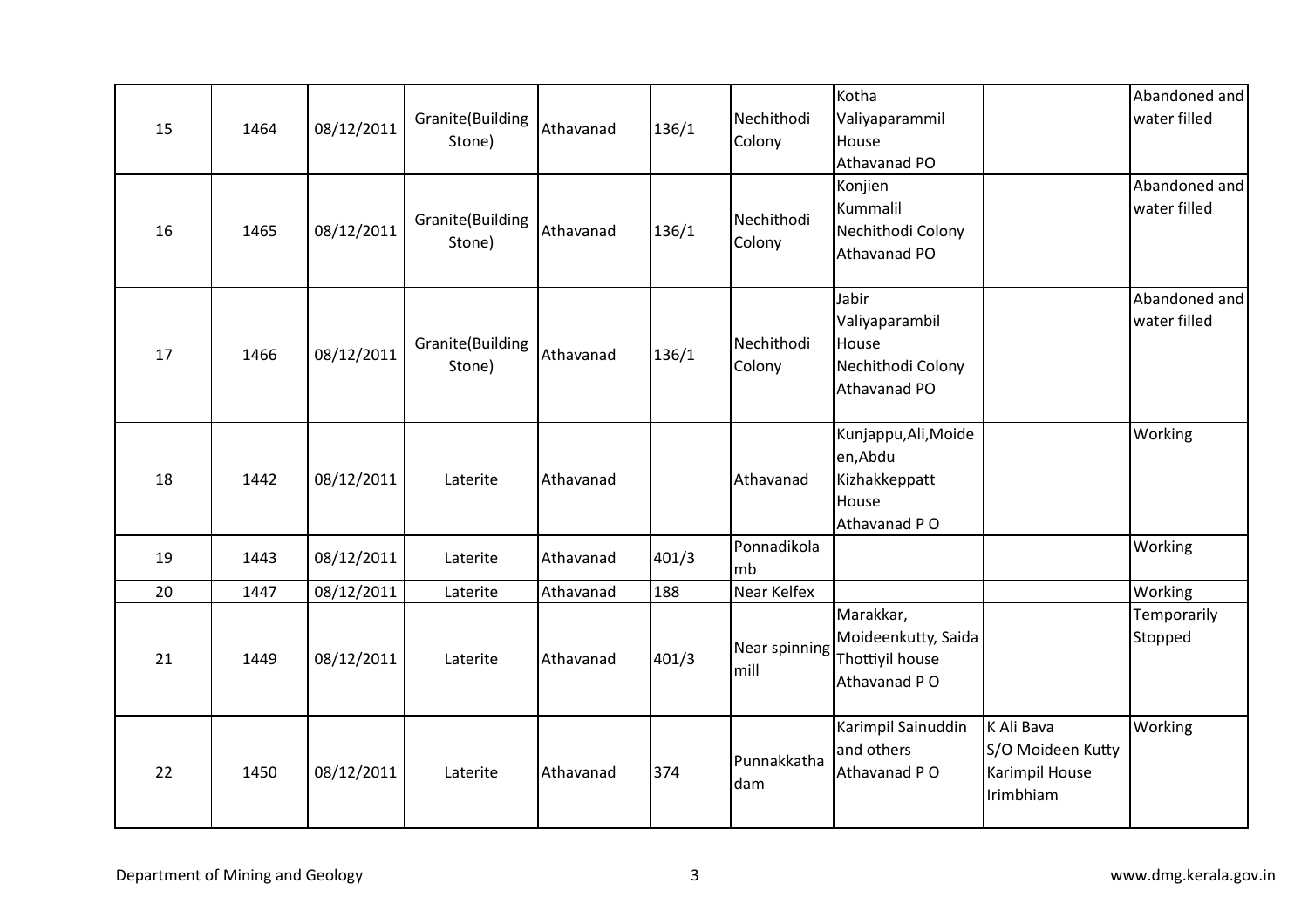| | | | | | | | | | |
|---|---|---|---|---|---|---|---|---|---|
| 15 | 1464 | 08/12/2011 | Granite(Building Stone) | Athavanad | 136/1 | Nechithodi Colony | Kotha Valiyaparammil House Athavanad PO | | Abandoned and water filled |
| 16 | 1465 | 08/12/2011 | Granite(Building Stone) | Athavanad | 136/1 | Nechithodi Colony | Konjien Kummalil Nechithodi Colony Athavanad PO | | Abandoned and water filled |
| 17 | 1466 | 08/12/2011 | Granite(Building Stone) | Athavanad | 136/1 | Nechithodi Colony | Jabir Valiyaparambil House Nechithodi Colony Athavanad PO | | Abandoned and water filled |
| 18 | 1442 | 08/12/2011 | Laterite | Athavanad | | Athavanad | Kunjappu,Ali,Moideen,Abdu Kizhakkeppatt House Athavanad P O | | Working |
| 19 | 1443 | 08/12/2011 | Laterite | Athavanad | 401/3 | Ponnadikolamb | | | Working |
| 20 | 1447 | 08/12/2011 | Laterite | Athavanad | 188 | Near Kelfex | | | Working |
| 21 | 1449 | 08/12/2011 | Laterite | Athavanad | 401/3 | Near spinning mill | Marakkar, Moideenkutty, Saida Thottiyil house Athavanad P O | | Temporarily Stopped |
| 22 | 1450 | 08/12/2011 | Laterite | Athavanad | 374 | Punnakkatha dam | Karimpil Sainuddin and others Athavanad P O | K Ali Bava S/O Moideen Kutty Karimpil House Irimbhiam | Working |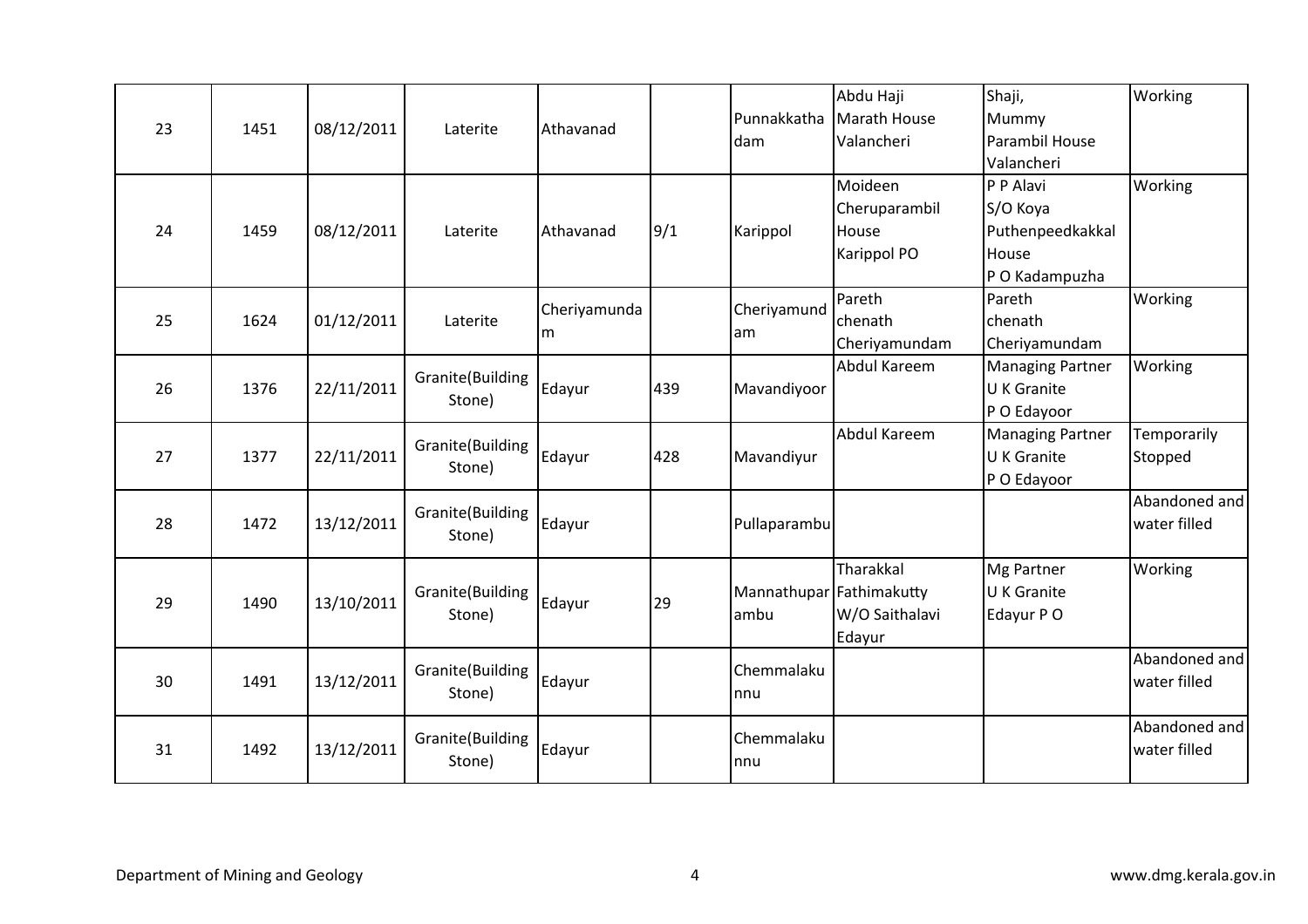| | | | | | | | | | |
|---|---|---|---|---|---|---|---|---|---|
| 23 | 1451 | 08/12/2011 | Laterite | Athavanad | | Punnakkathadam | Abdu Haji Marath House Valancheri | Shaji, Mummy Parambil House Valancheri | Working |
| 24 | 1459 | 08/12/2011 | Laterite | Athavanad | 9/1 | Karippol | Moideen Cheruparambil House Karippol PO | P P Alavi S/O Koya Puthenpeedkakkal House P O Kadampuzha | Working |
| 25 | 1624 | 01/12/2011 | Laterite | Cheriyamundam | | Cheriyamundam | Pareth chenath Cheriyamundam | Pareth chenath Cheriyamundam | Working |
| 26 | 1376 | 22/11/2011 | Granite(Building Stone) | Edayur | 439 | Mavandiyoor | Abdul Kareem | Managing Partner U K Granite P O Edayoor | Working |
| 27 | 1377 | 22/11/2011 | Granite(Building Stone) | Edayur | 428 | Mavandiyur | Abdul Kareem | Managing Partner U K Granite P O Edayoor | Temporarily Stopped |
| 28 | 1472 | 13/12/2011 | Granite(Building Stone) | Edayur | | Pullaparambu | | | Abandoned and water filled |
| 29 | 1490 | 13/10/2011 | Granite(Building Stone) | Edayur | 29 | Mannathuparambu | Tharakkal Fathimakutty W/O Saithalavi Edayur | Mg Partner U K Granite Edayur P O | Working |
| 30 | 1491 | 13/12/2011 | Granite(Building Stone) | Edayur | | Chemmalakunnu | | | Abandoned and water filled |
| 31 | 1492 | 13/12/2011 | Granite(Building Stone) | Edayur | | Chemmalakunnu | | | Abandoned and water filled |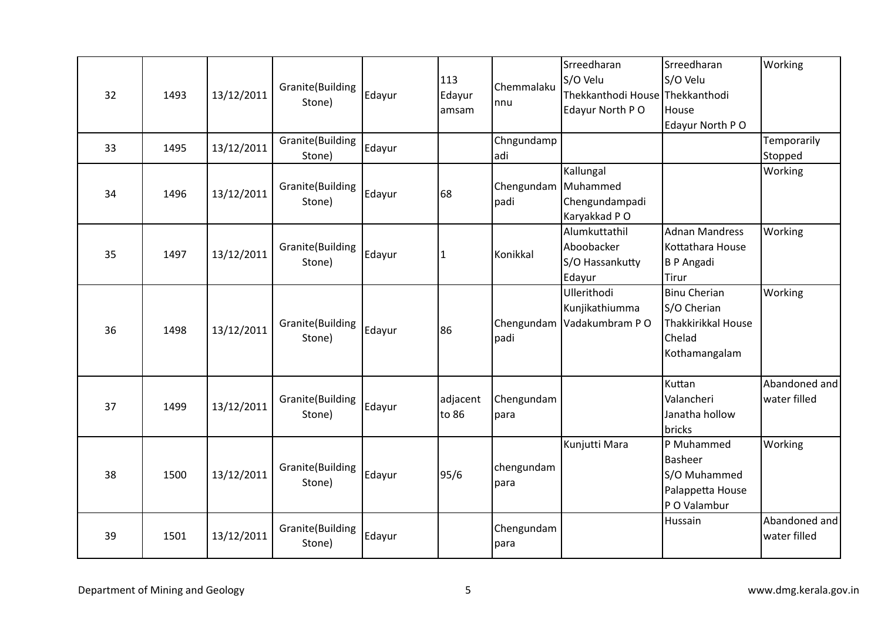| | | | | | | | | | |
|---|---|---|---|---|---|---|---|---|---|
| 32 | 1493 | 13/12/2011 | Granite(Building Stone) | Edayur | 113 Edayur amsam | Chemmalakunnu | Srreedharan S/O Velu Thekkanthodi House Edayur North P O | Srreedharan S/O Velu Thekkanthodi House Edayur North P O | Working |
| 33 | 1495 | 13/12/2011 | Granite(Building Stone) | Edayur | | Chngundampadi | | | Temporarily Stopped |
| 34 | 1496 | 13/12/2011 | Granite(Building Stone) | Edayur | 68 | Chengundampadi | Kallungal Muhammed Chengundampadi Karyakkad P O | | Working |
| 35 | 1497 | 13/12/2011 | Granite(Building Stone) | Edayur | 1 | Konikkal | Alumkuttathil Aboobacker S/O Hassankutty Edayur | Adnan Mandress Kottathara House B P Angadi Tirur | Working |
| 36 | 1498 | 13/12/2011 | Granite(Building Stone) | Edayur | 86 | Chengundampadi | Ullerithodi Kunjikathiumma Vadakumbram P O | Binu Cherian S/O Cherian Thakkirikkal House Chelad Kothamangalam | Working |
| 37 | 1499 | 13/12/2011 | Granite(Building Stone) | Edayur | adjacent to 86 | Chengundampara | | Kuttan Valancheri Janatha hollow bricks | Abandoned and water filled |
| 38 | 1500 | 13/12/2011 | Granite(Building Stone) | Edayur | 95/6 | chengundampara | Kunjutti Mara | P Muhammed Basheer S/O Muhammed Palappetta House P O Valambur | Working |
| 39 | 1501 | 13/12/2011 | Granite(Building Stone) | Edayur | | Chengundampara | | Hussain | Abandoned and water filled |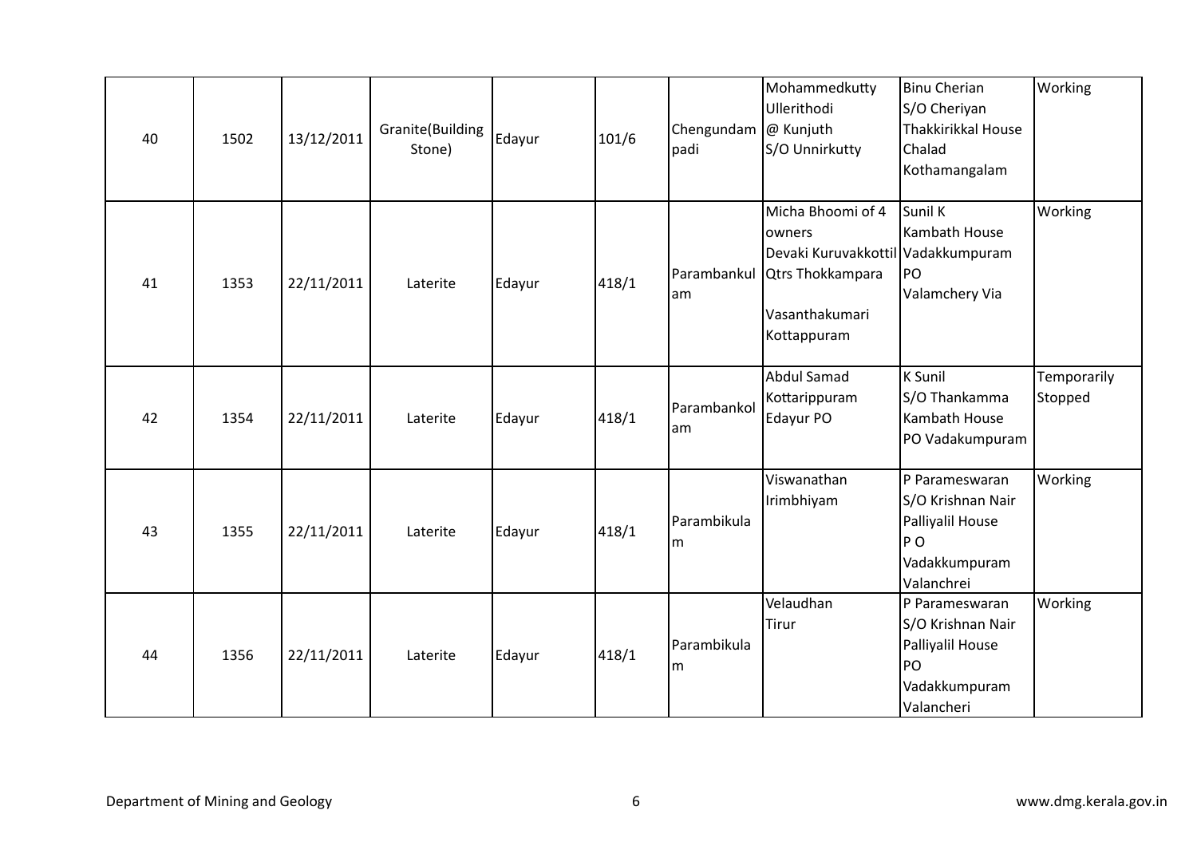| | | | | | | | | | |
|---|---|---|---|---|---|---|---|---|---|
| 40 | 1502 | 13/12/2011 | Granite(Building Stone) | Edayur | 101/6 | Chengundampadi | Mohammedkutty Ullerithodi @ Kunjuth S/O Unnirkutty | Binu Cherian S/O Cheriyan Thakkirikkal House Chalad Kothamangalam | Working |
| 41 | 1353 | 22/11/2011 | Laterite | Edayur | 418/1 | Parambankulam | Micha Bhoomi of 4 owners Devaki Kuruvakkottil Qtrs Thokkampara Vasanthakumari Kottappuram | Sunil K Kambath House Vadakkumpuram PO Valamchery Via | Working |
| 42 | 1354 | 22/11/2011 | Laterite | Edayur | 418/1 | Parambankolam | Abdul Samad Kottarippuram Edayur PO | K Sunil S/O Thankamma Kambath House PO Vadakumpuram | Temporarily Stopped |
| 43 | 1355 | 22/11/2011 | Laterite | Edayur | 418/1 | Parambikulam | Viswanathan Irimbhiyam | P Parameswaran S/O Krishnan Nair Palliyalil House P O Vadakkumpuram Valanchrei | Working |
| 44 | 1356 | 22/11/2011 | Laterite | Edayur | 418/1 | Parambikulam | Velaudhan Tirur | P Parameswaran S/O Krishnan Nair Palliyalil House PO Vadakkumpuram Valancheri | Working |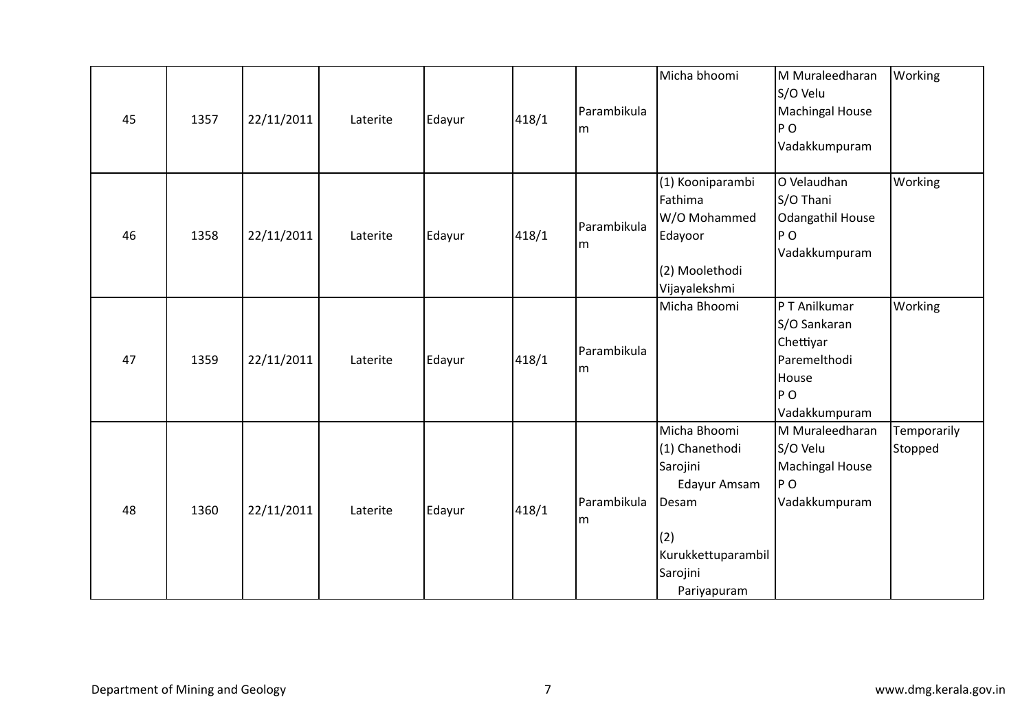| | | | | | | | | | |
|---|---|---|---|---|---|---|---|---|---|
| 45 | 1357 | 22/11/2011 | Laterite | Edayur | 418/1 | Parambikulam | Micha bhoomi | M Muraleedharan S/O Velu Machingal House P O Vadakkumpuram | Working |
| 46 | 1358 | 22/11/2011 | Laterite | Edayur | 418/1 | Parambikulam | (1) Kooniparambi Fathima W/O Mohammed Edayoor (2) Moolethodi Vijayalekshmi | O Velaudhan S/O Thani Odangathil House P O Vadakkumpuram | Working |
| 47 | 1359 | 22/11/2011 | Laterite | Edayur | 418/1 | Parambikulam | Micha Bhoomi | P T Anilkumar S/O Sankaran Chettiyar Paremelthodi House P O Vadakkumpuram | Working |
| 48 | 1360 | 22/11/2011 | Laterite | Edayur | 418/1 | Parambikulam | Micha Bhoomi (1) Chanethodi Sarojini Edayur Amsam Desam (2) Kurukkettuparambil Sarojini Pariyapuram | M Muraleedharan S/O Velu Machingal House P O Vadakkumpuram | Temporarily Stopped |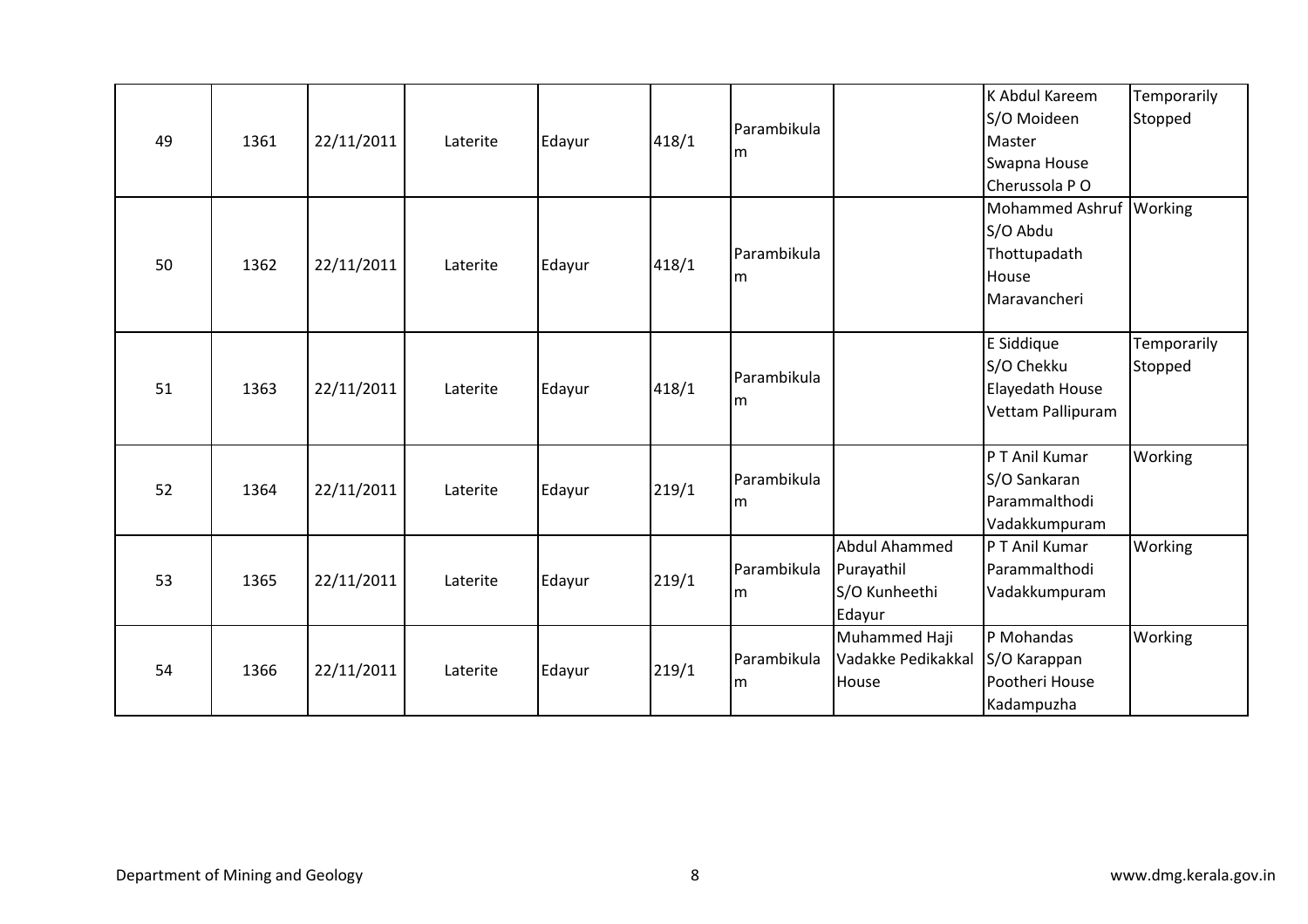| | | | | | | | | | |
|---|---|---|---|---|---|---|---|---|---|
| 49 | 1361 | 22/11/2011 | Laterite | Edayur | 418/1 | Parambikulam | | K Abdul Kareem S/O Moideen Master Swapna House Cherussola P O | Temporarily Stopped |
| 50 | 1362 | 22/11/2011 | Laterite | Edayur | 418/1 | Parambikulam | | Mohammed Ashruf S/O Abdu Thottupadath House Maravancheri | Working |
| 51 | 1363 | 22/11/2011 | Laterite | Edayur | 418/1 | Parambikulam | | E Siddique S/O Chekku Elayedath House Vettam Pallipuram | Temporarily Stopped |
| 52 | 1364 | 22/11/2011 | Laterite | Edayur | 219/1 | Parambikulam | | P T Anil Kumar S/O Sankaran Parammalthodi Vadakkumpuram | Working |
| 53 | 1365 | 22/11/2011 | Laterite | Edayur | 219/1 | Parambikulam | Abdul Ahammed Purayathil S/O Kunheethi Edayur | P T Anil Kumar Parammalthodi Vadakkumpuram | Working |
| 54 | 1366 | 22/11/2011 | Laterite | Edayur | 219/1 | Parambikulam | Muhammed Haji Vadakke Pedikakkal House | P Mohandas S/O Karappan Pootheri House Kadampuzha | Working |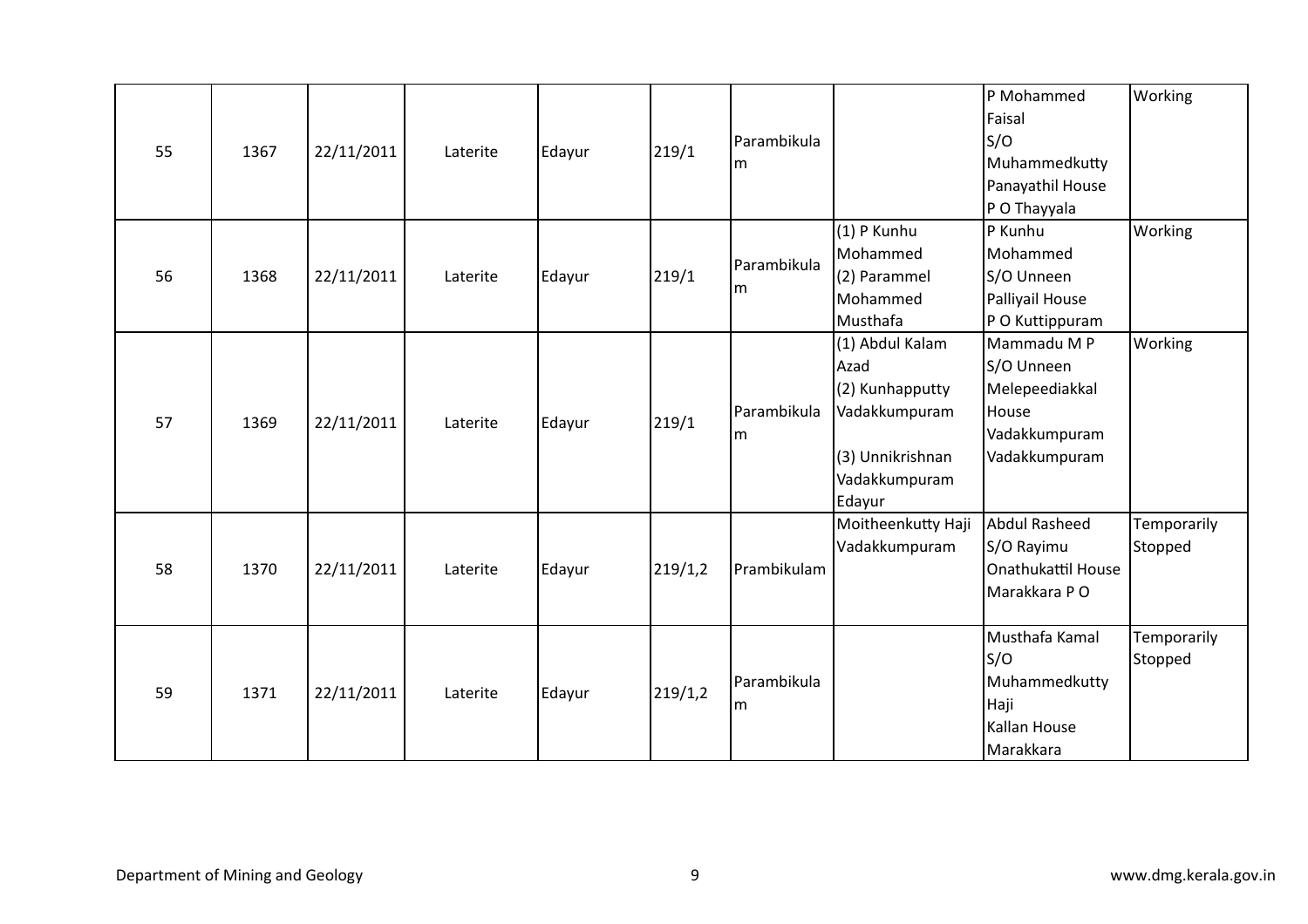| 55 | 1367 | 22/11/2011 | Laterite | Edayur | 219/1 | Parambikulam | | P Mohammed Faisal S/O Muhammedkutty Panayathil House P O Thayyala | Working |
|---|---|---|---|---|---|---|---|---|---|
| 56 | 1368 | 22/11/2011 | Laterite | Edayur | 219/1 | Parambikulam | (1) P Kunhu Mohammed (2) Parammel Mohammed Musthafa | P Kunhu Mohammed S/O Unneen Palliyail House P O Kuttippuram | Working |
| 57 | 1369 | 22/11/2011 | Laterite | Edayur | 219/1 | Parambikulam | (1) Abdul Kalam Azad (2) Kunhapputty Vadakkumpuram (3) Unnikrishnan Vadakkumpuram Edayur | Mammadu M P S/O Unneen Melepeediakkal House Vadakkumpuram Vadakkumpuram | Working |
| 58 | 1370 | 22/11/2011 | Laterite | Edayur | 219/1,2 | Prambikulam | Moitheenkutty Haji Vadakkumpuram | Abdul Rasheed S/O Rayimu Onathukattil House Marakkara P O | Temporarily Stopped |
| 59 | 1371 | 22/11/2011 | Laterite | Edayur | 219/1,2 | Parambikulam | | Musthafa Kamal S/O Muhammedkutty Haji Kallan House Marakkara | Temporarily Stopped |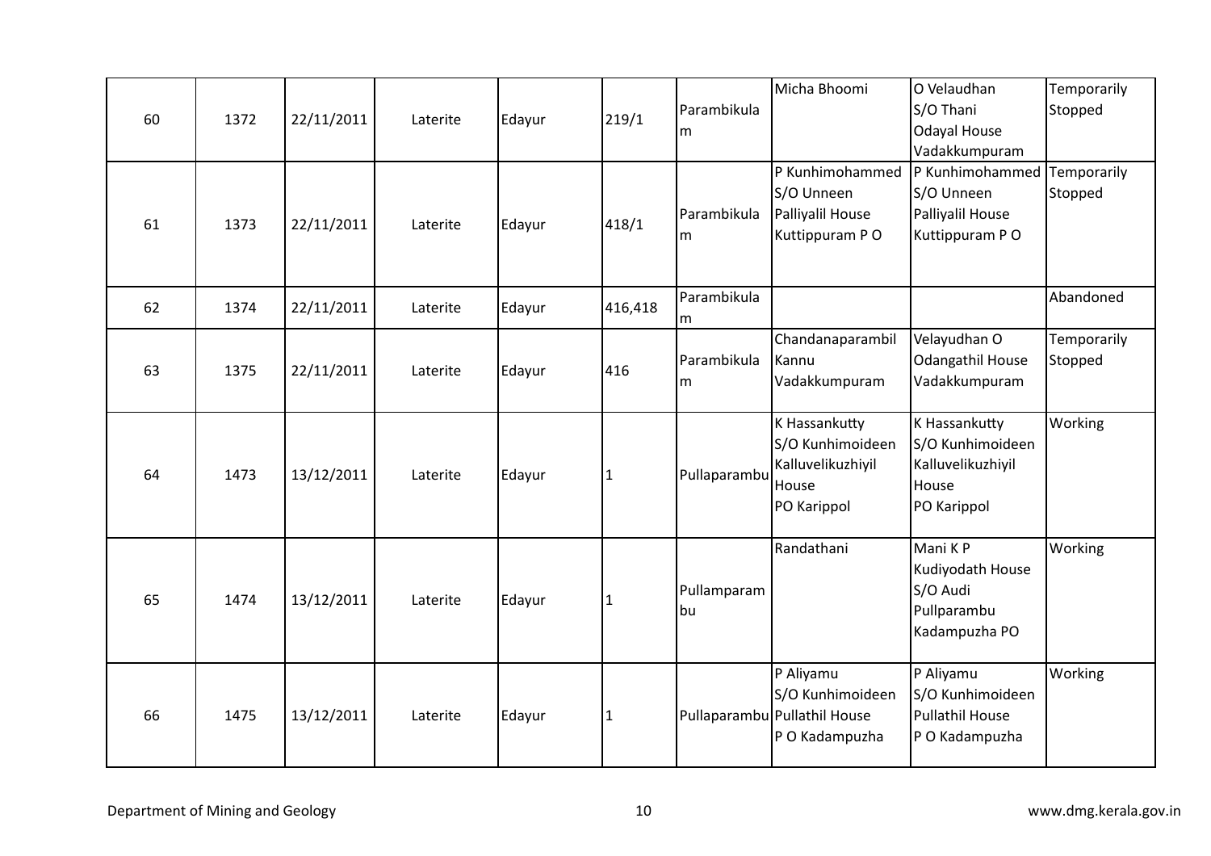| | | | | | | | | | |
|---|---|---|---|---|---|---|---|---|---|
| 60 | 1372 | 22/11/2011 | Laterite | Edayur | 219/1 | Parambikulam | Micha Bhoomi | O Velaudhan S/O Thani Odayal House Vadakkumpuram | Temporarily Stopped |
| 61 | 1373 | 22/11/2011 | Laterite | Edayur | 418/1 | Parambikulam | P Kunhimohammed S/O Unneen Palliyalil House Kuttippuram P O | P Kunhimohammed S/O Unneen Palliyalil House Kuttippuram P O | Temporarily Stopped |
| 62 | 1374 | 22/11/2011 | Laterite | Edayur | 416,418 | Parambikulam | | | Abandoned |
| 63 | 1375 | 22/11/2011 | Laterite | Edayur | 416 | Parambikulam | Chandanaparambil Kannu Vadakkumpuram | Velayudhan O Odangathil House Vadakkumpuram | Temporarily Stopped |
| 64 | 1473 | 13/12/2011 | Laterite | Edayur | 1 | Pullaparambu | K Hassankutty S/O Kunhimoideen Kalluvelikuzhiyil House PO Karippol | K Hassankutty S/O Kunhimoideen Kalluvelikuzhiyil House PO Karippol | Working |
| 65 | 1474 | 13/12/2011 | Laterite | Edayur | 1 | Pullamparambu | Randathani | Mani K P Kudiyodath House S/O Audi Pullparambu Kadampuzha PO | Working |
| 66 | 1475 | 13/12/2011 | Laterite | Edayur | 1 | Pullaparambu | P Aliyamu S/O Kunhimoideen Pullathil House P O Kadampuzha | P Aliyamu S/O Kunhimoideen Pullathil House P O Kadampuzha | Working |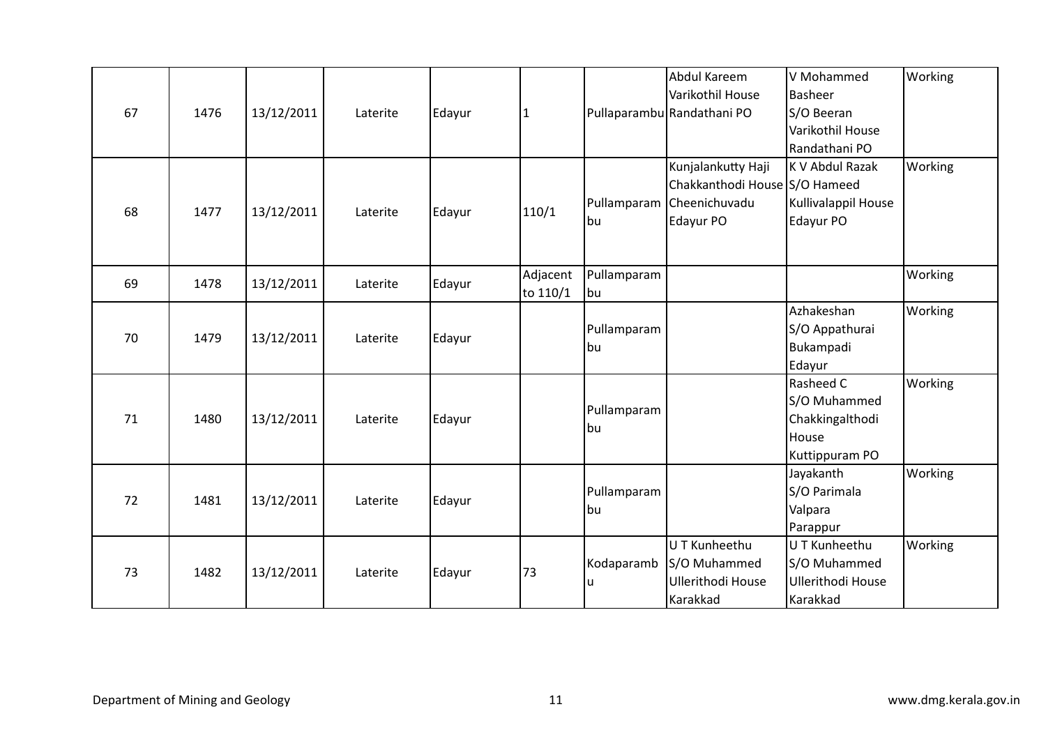| | | | | | | | | | |
|---|---|---|---|---|---|---|---|---|---|
| 67 | 1476 | 13/12/2011 | Laterite | Edayur | 1 | Pullaparambu | Abdul Kareem Varikothil House Randathani PO | V Mohammed Basheer S/O Beeran Varikothil House Randathani PO | Working |
| 68 | 1477 | 13/12/2011 | Laterite | Edayur | 110/1 | Pullamparambu | Kunjalankutty Haji Chakkanthodi House Cheenichuvadu Edayur PO | K V Abdul Razak S/O Hameed Kullivalappil House Edayur PO | Working |
| 69 | 1478 | 13/12/2011 | Laterite | Edayur | Adjacent to 110/1 | Pullamparambu | | | Working |
| 70 | 1479 | 13/12/2011 | Laterite | Edayur | | Pullamparambu | | Azhakeshan S/O Appathurai Bukampadi Edayur | Working |
| 71 | 1480 | 13/12/2011 | Laterite | Edayur | | Pullamparambu | | Rasheed C S/O Muhammed Chakkingalthodi House Kuttippuram PO | Working |
| 72 | 1481 | 13/12/2011 | Laterite | Edayur | | Pullamparambu | | Jayakanth S/O Parimala Valpara Parappur | Working |
| 73 | 1482 | 13/12/2011 | Laterite | Edayur | 73 | Kodaparambu | U T Kunheethu S/O Muhammed Ullerithodi House Karakkad | U T Kunheethu S/O Muhammed Ullerithodi House Karakkad | Working |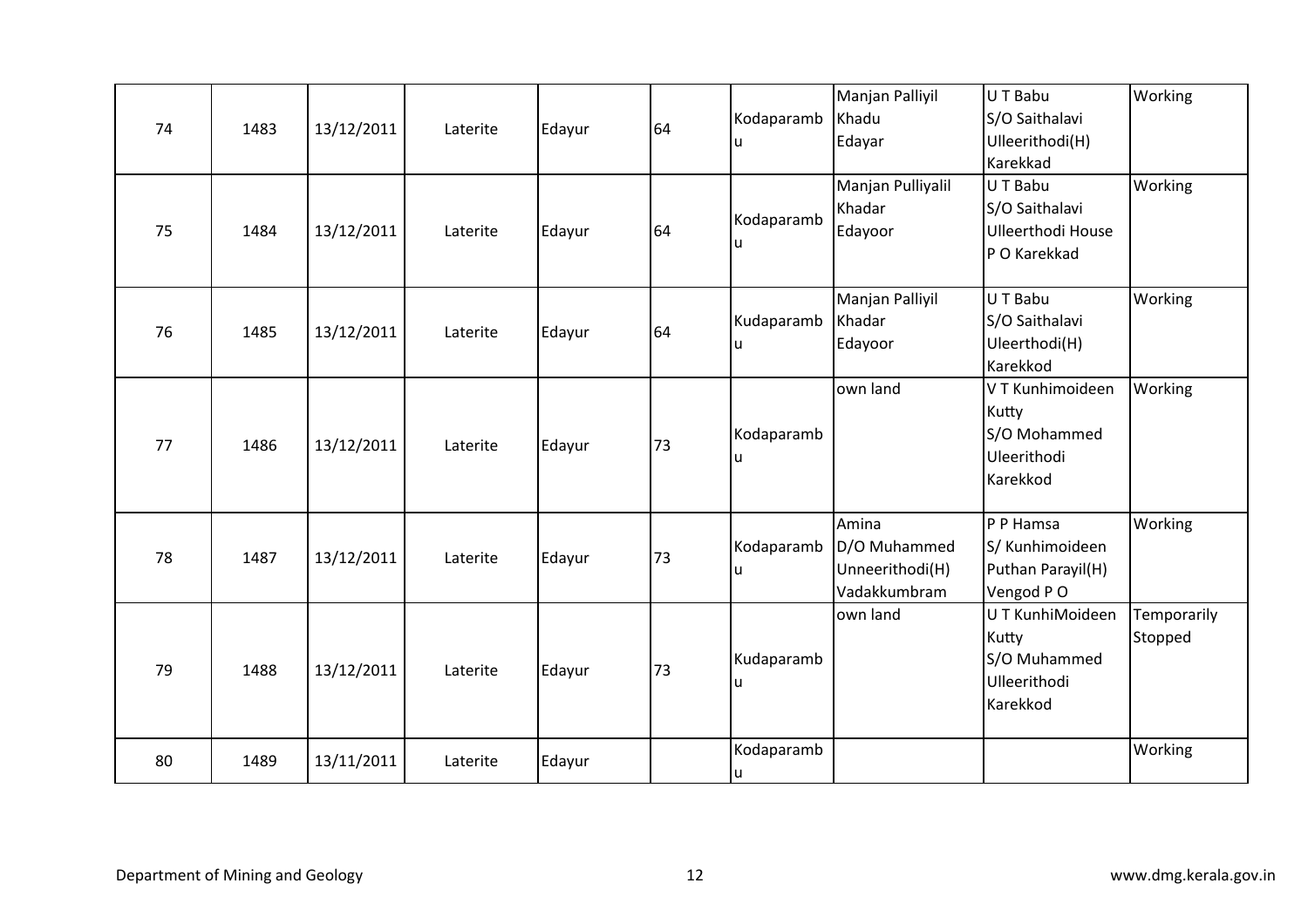| | | | | | | | | | |
|---|---|---|---|---|---|---|---|---|---|
| 74 | 1483 | 13/12/2011 | Laterite | Edayur | 64 | Kodaparambu | Manjan Palliyil Khadu Edayar | U T Babu S/O Saithalavi Ulleerithodi(H) Karekkad | Working |
| 75 | 1484 | 13/12/2011 | Laterite | Edayur | 64 | Kodaparambu | Manjan Pulliyalil Khadar Edayoor | U T Babu S/O Saithalavi Ulleerthodi House P O Karekkad | Working |
| 76 | 1485 | 13/12/2011 | Laterite | Edayur | 64 | Kudaparambu | Manjan Palliyil Khadar Edayoor | U T Babu S/O Saithalavi Uleerthodi(H) Karekkod | Working |
| 77 | 1486 | 13/12/2011 | Laterite | Edayur | 73 | Kodaparambu | own land | V T Kunhimoideen Kutty S/O Mohammed Uleerithodi Karekkod | Working |
| 78 | 1487 | 13/12/2011 | Laterite | Edayur | 73 | Kodaparambu | Amina D/O Muhammed Unneerithodi(H) Vadakkumbram | P P Hamsa S/ Kunhimoideen Puthan Parayil(H) Vengod P O | Working |
| 79 | 1488 | 13/12/2011 | Laterite | Edayur | 73 | Kudaparambu | own land | U T KunhiMoideen Kutty S/O Muhammed Ulleerithodi Karekkod | Temporarily Stopped |
| 80 | 1489 | 13/11/2011 | Laterite | Edayur | | Kodaparambu | | | Working |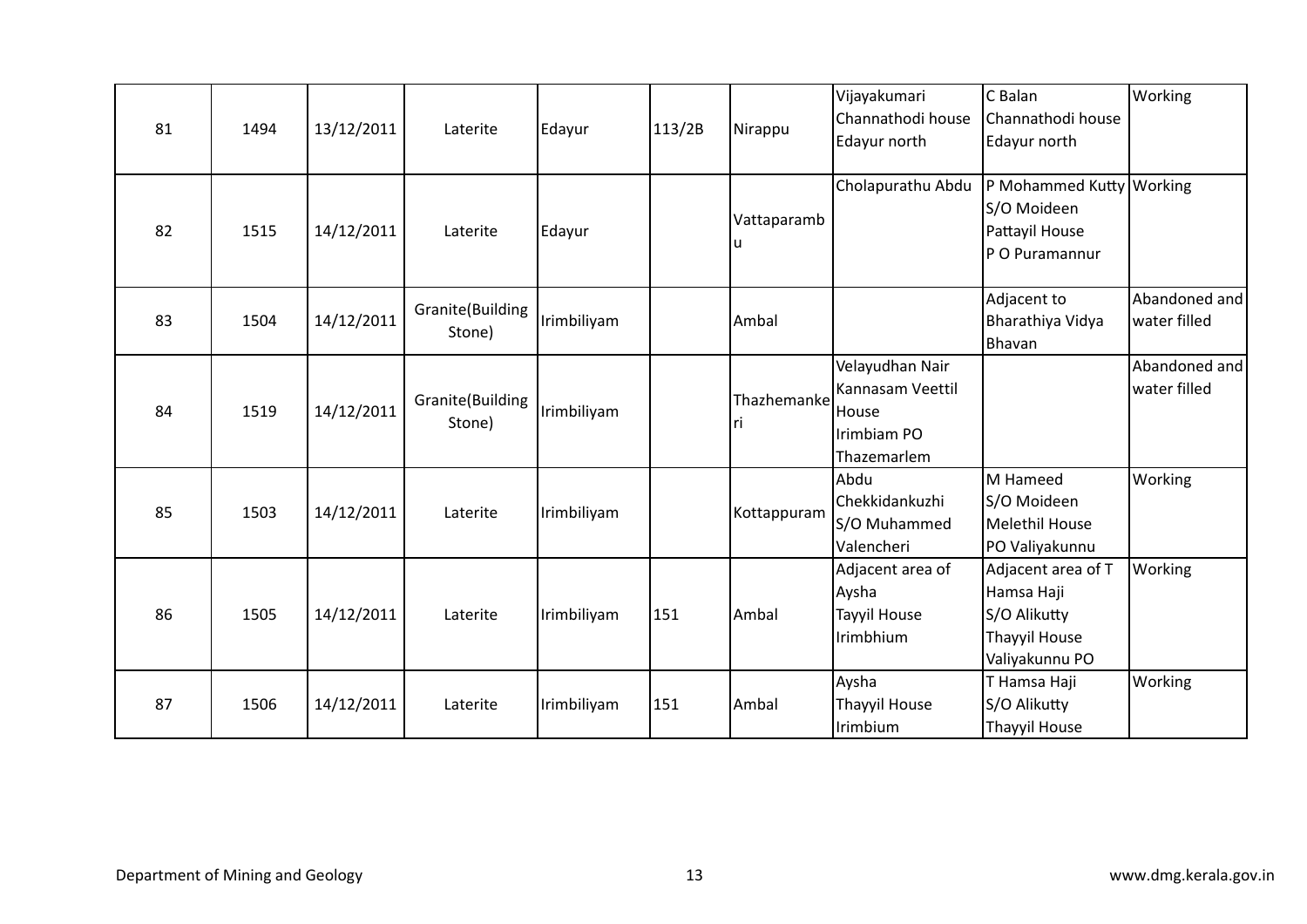| | | | | | | | | | |
|---|---|---|---|---|---|---|---|---|---|
| 81 | 1494 | 13/12/2011 | Laterite | Edayur | 113/2B | Nirappu | Vijayakumari Channathodi house Edayur north | C Balan Channathodi house Edayur north | Working |
| 82 | 1515 | 14/12/2011 | Laterite | Edayur | | Vattaparambu | Cholapurathu Abdu | P Mohammed Kutty S/O Moideen Pattayil House P O Puramannur | Working |
| 83 | 1504 | 14/12/2011 | Granite(Building Stone) | Irimbiliyam | | Ambal | | Adjacent to Bharathiya Vidya Bhavan | Abandoned and water filled |
| 84 | 1519 | 14/12/2011 | Granite(Building Stone) | Irimbiliyam | | Thazhemankeri | Velayudhan Nair Kannasam Veettil House Irimbiam PO Thazemarlem | | Abandoned and water filled |
| 85 | 1503 | 14/12/2011 | Laterite | Irimbiliyam | | Kottappuram | Abdu Chekkidankuzhi S/O Muhammed Valencheri | M Hameed S/O Moideen Melethil House PO Valiyakunnu | Working |
| 86 | 1505 | 14/12/2011 | Laterite | Irimbiliyam | 151 | Ambal | Adjacent area of Aysha Tayyil House Irimbhium | Adjacent area of T Hamsa Haji S/O Alikutty Thayyil House Valiyakunnu PO | Working |
| 87 | 1506 | 14/12/2011 | Laterite | Irimbiliyam | 151 | Ambal | Aysha Thayyil House Irimbium | T Hamsa Haji S/O Alikutty Thayyil House | Working |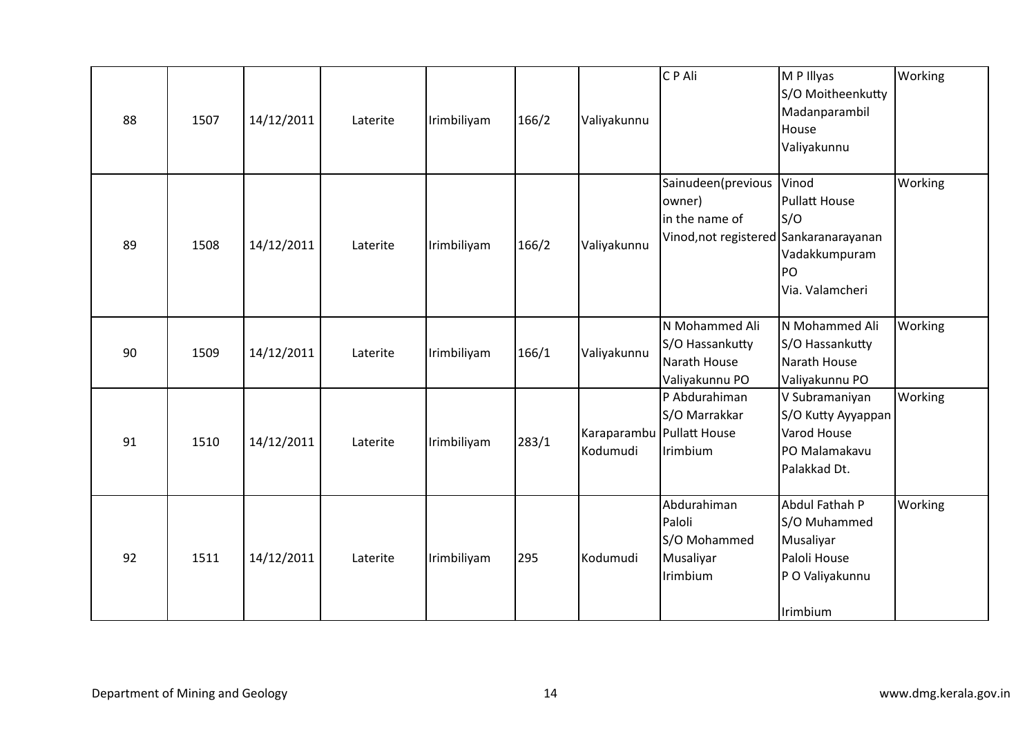| | | | | | | | | | |
|---|---|---|---|---|---|---|---|---|---|
| 88 | 1507 | 14/12/2011 | Laterite | Irimbiliyam | 166/2 | Valiyakunnu | C P Ali | M P Illyas S/O Moitheenkutty Madanparambil House Valiyakunnu | Working |
| 89 | 1508 | 14/12/2011 | Laterite | Irimbiliyam | 166/2 | Valiyakunnu | Sainudeen(previous owner) in the name of Vinod,not registered | Vinod Pullatt House S/O Sankaranarayanan Vadakkumpuram PO Via. Valamcheri | Working |
| 90 | 1509 | 14/12/2011 | Laterite | Irimbiliyam | 166/1 | Valiyakunnu | N Mohammed Ali S/O Hassankutty Narath House Valiyakunnu PO | N Mohammed Ali S/O Hassankutty Narath House Valiyakunnu PO | Working |
| 91 | 1510 | 14/12/2011 | Laterite | Irimbiliyam | 283/1 | Karaparambu Kodumudi | P Abdurahiman S/O Marrakkar Pullatt House Irimbium | V Subramaniyan S/O Kutty Ayyappan Varod House PO Malamakavu Palakkad Dt. | Working |
| 92 | 1511 | 14/12/2011 | Laterite | Irimbiliyam | 295 | Kodumudi | Abdurahiman Paloli S/O Mohammed Musaliyar Irimbium | Abdul Fathah P S/O Muhammed Musaliyar Paloli House P O Valiyakunnu Irimbium | Working |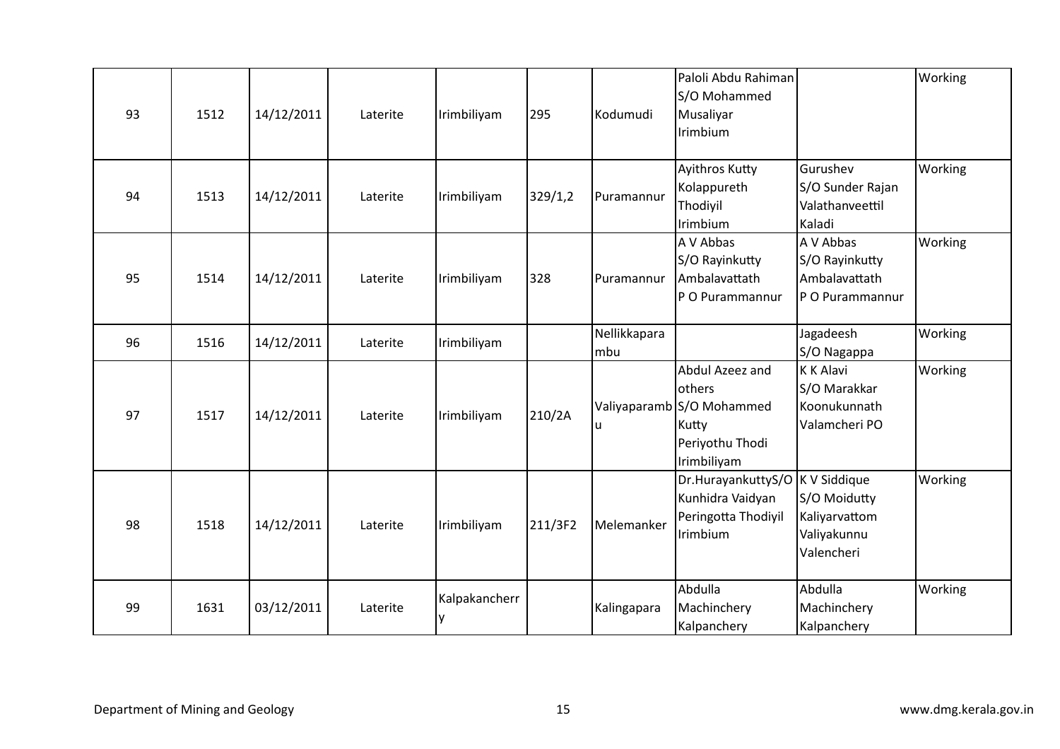| | | | | | | | | | |
|---|---|---|---|---|---|---|---|---|---|
| 93 | 1512 | 14/12/2011 | Laterite | Irimbiliyam | 295 | Kodumudi | Paloli Abdu Rahiman S/O Mohammed Musaliyar Irimbium | | Working |
| 94 | 1513 | 14/12/2011 | Laterite | Irimbiliyam | 329/1,2 | Puramannur | Ayithros Kutty Kolappureth Thodiyil Irimbium | Gurushev S/O Sunder Rajan Valathanveettil Kaladi | Working |
| 95 | 1514 | 14/12/2011 | Laterite | Irimbiliyam | 328 | Puramannur | A V Abbas S/O Rayinkutty Ambalavattath P O Purammannur | A V Abbas S/O Rayinkutty Ambalavattath P O Purammannur | Working |
| 96 | 1516 | 14/12/2011 | Laterite | Irimbiliyam | | Nellikkaparambu | | Jagadeesh S/O Nagappa | Working |
| 97 | 1517 | 14/12/2011 | Laterite | Irimbiliyam | 210/2A | Valiyaparambu | Abdul Azeez and others S/O Mohammed Kutty Periyothu Thodi Irimbiliyam | K K Alavi S/O Marakkar Koonukunnath Valamcheri PO | Working |
| 98 | 1518 | 14/12/2011 | Laterite | Irimbiliyam | 211/3F2 | Melemanker | Dr.HurayankuttyS/O Kunhidra Vaidyan Peringotta Thodiyil Irimbium | K V Siddique S/O Moidutty Kaliyarvattom Valiyakunnu Valencheri | Working |
| 99 | 1631 | 03/12/2011 | Laterite | Kalpakancherry | | Kalingapara | Abdulla Machinchery Kalpanchery | Abdulla Machinchery Kalpanchery | Working |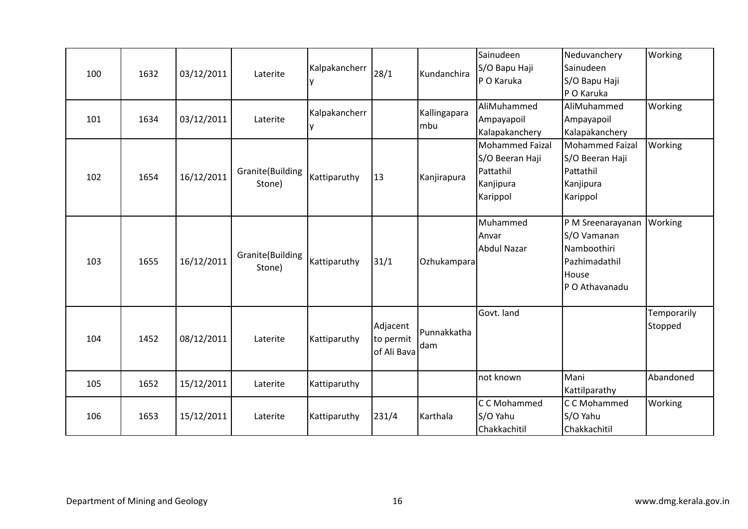| | | | | | | | | | |
|---|---|---|---|---|---|---|---|---|---|
| 100 | 1632 | 03/12/2011 | Laterite | Kalpakancherry | 28/1 | Kundanchira | Sainudeen S/O Bapu Haji P O Karuka | Neduvanchery Sainudeen S/O Bapu Haji P O Karuka | Working |
| 101 | 1634 | 03/12/2011 | Laterite | Kalpakancherry | | Kallingaparambu | AliMuhammed Ampayapoil Kalapakanchery | AliMuhammed Ampayapoil Kalapakanchery | Working |
| 102 | 1654 | 16/12/2011 | Granite(Building Stone) | Kattiparuthy | 13 | Kanjirapura | Mohammed Faizal S/O Beeran Haji Pattathil Kanjipura Karippol | Mohammed Faizal S/O Beeran Haji Pattathil Kanjipura Karippol | Working |
| 103 | 1655 | 16/12/2011 | Granite(Building Stone) | Kattiparuthy | 31/1 | Ozhukampara | Muhammed Anvar Abdul Nazar | P M Sreenarayanan S/O Vamanan Namboothiri Pazhimadathil House P O Athavanadu | Working |
| 104 | 1452 | 08/12/2011 | Laterite | Kattiparuthy | Adjacent to permit of Ali Bava | Punnakkathadam | Govt. land | | Temporarily Stopped |
| 105 | 1652 | 15/12/2011 | Laterite | Kattiparuthy | | | not known | Mani Kattilparathy | Abandoned |
| 106 | 1653 | 15/12/2011 | Laterite | Kattiparuthy | 231/4 | Karthala | C C Mohammed S/O Yahu Chakkachitil | C C Mohammed S/O Yahu Chakkachitil | Working |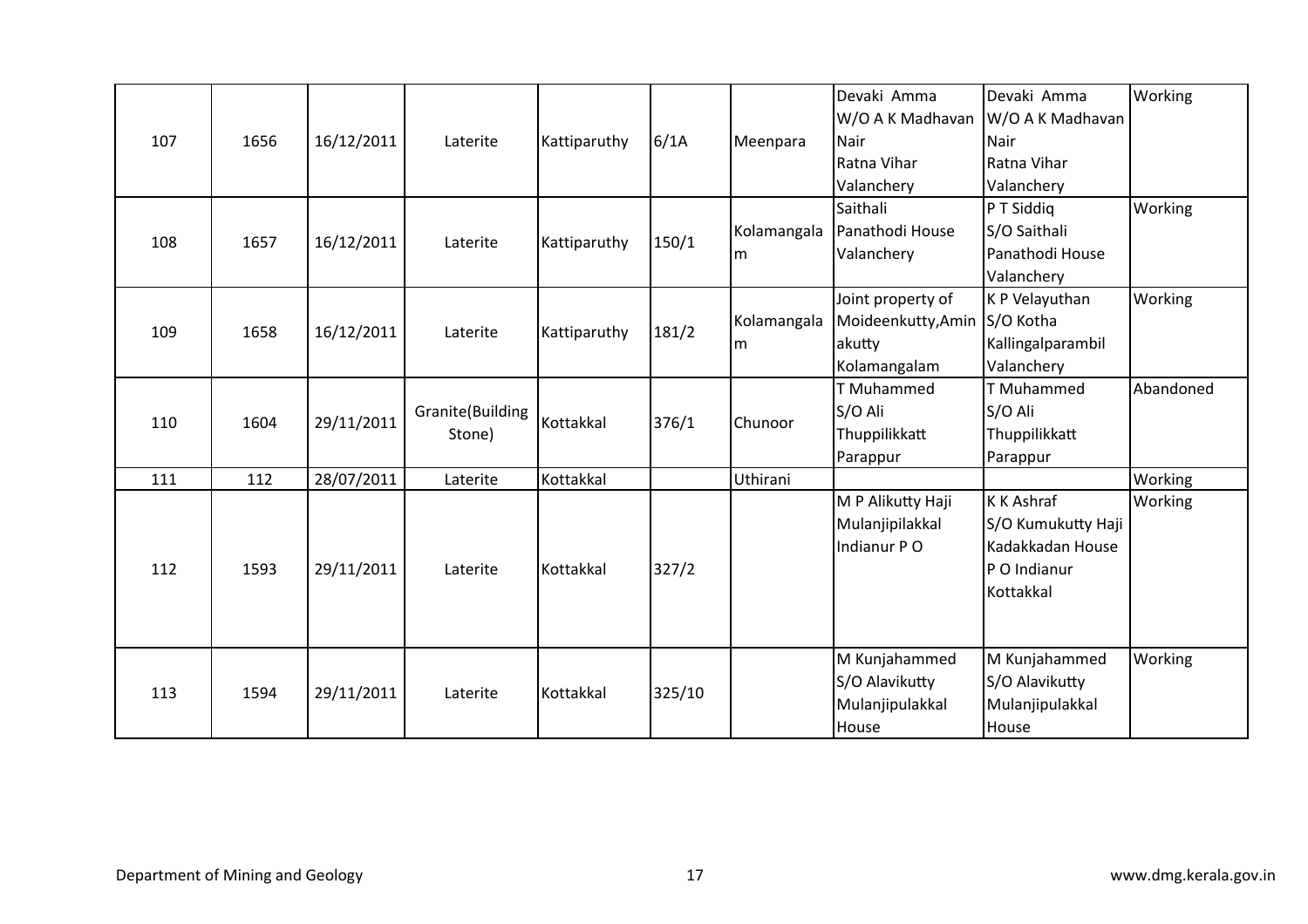| | | | | | | | | | |
|---|---|---|---|---|---|---|---|---|---|
| 107 | 1656 | 16/12/2011 | Laterite | Kattiparuthy | 6/1A | Meenpara | Devaki Amma W/O A K Madhavan Nair Ratna Vihar Valanchery | Devaki Amma W/O A K Madhavan Nair Ratna Vihar Valanchery | Working |
| 108 | 1657 | 16/12/2011 | Laterite | Kattiparuthy | 150/1 | Kolamangalam | Saithali Panathodi House Valanchery | P T Siddiq S/O Saithali Panathodi House Valanchery | Working |
| 109 | 1658 | 16/12/2011 | Laterite | Kattiparuthy | 181/2 | Kolamangalam | Joint property of Moideenkutty,Aminakutty Kolamangalam | K P Velayuthan S/O Kotha Kallingalparambil Valanchery | Working |
| 110 | 1604 | 29/11/2011 | Granite(Building Stone) | Kottakkal | 376/1 | Chunoor | T Muhammed S/O Ali Thuppilikkatt Parappur | T Muhammed S/O Ali Thuppilikkatt Parappur | Abandoned |
| 111 | 112 | 28/07/2011 | Laterite | Kottakkal | | Uthirani | | | Working |
| 112 | 1593 | 29/11/2011 | Laterite | Kottakkal | 327/2 | | M P Alikutty Haji Mulanjipilakkal Indianur P O | K K Ashraf S/O Kumukutty Haji Kadakkadan House P O Indianur Kottakkal | Working |
| 113 | 1594 | 29/11/2011 | Laterite | Kottakkal | 325/10 | | M Kunjahammed S/O Alavikutty Mulanjipulakkal House | M Kunjahammed S/O Alavikutty Mulanjipulakkal House | Working |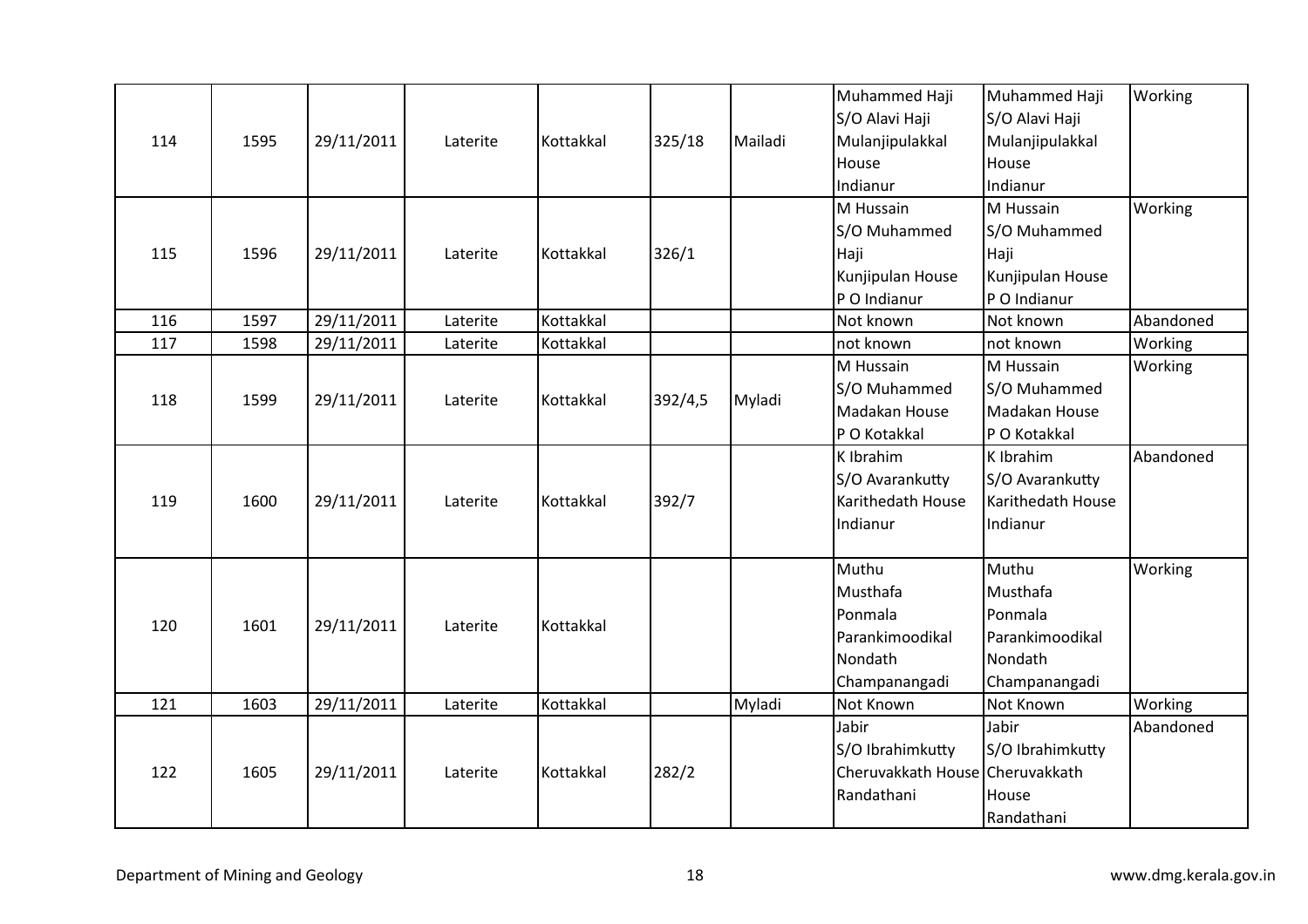| | | | | | | | | | |
|---|---|---|---|---|---|---|---|---|---|
| 114 | 1595 | 29/11/2011 | Laterite | Kottakkal | 325/18 | Mailadi | Muhammed Haji S/O Alavi Haji Mulanjipulakkal House Indianur | Muhammed Haji S/O Alavi Haji Mulanjipulakkal House Indianur | Working |
| 115 | 1596 | 29/11/2011 | Laterite | Kottakkal | 326/1 | | M Hussain S/O Muhammed Haji Kunjipulan House P O Indianur | M Hussain S/O Muhammed Haji Kunjipulan House P O Indianur | Working |
| 116 | 1597 | 29/11/2011 | Laterite | Kottakkal | | | Not known | Not known | Abandoned |
| 117 | 1598 | 29/11/2011 | Laterite | Kottakkal | | | not known | not known | Working |
| 118 | 1599 | 29/11/2011 | Laterite | Kottakkal | 392/4,5 | Myladi | M Hussain S/O Muhammed Madakan House P O Kotakkal | M Hussain S/O Muhammed Madakan House P O Kotakkal | Working |
| 119 | 1600 | 29/11/2011 | Laterite | Kottakkal | 392/7 | | K Ibrahim S/O Avarankutty Karithedath House Indianur | K Ibrahim S/O Avarankutty Karithedath House Indianur | Abandoned |
| 120 | 1601 | 29/11/2011 | Laterite | Kottakkal | | | Muthu Musthafa Ponmala Parankimoodikal Nondath Champanangadi | Muthu Musthafa Ponmala Parankimoodikal Nondath Champanangadi | Working |
| 121 | 1603 | 29/11/2011 | Laterite | Kottakkal | | Myladi | Not Known | Not Known | Working |
| 122 | 1605 | 29/11/2011 | Laterite | Kottakkal | 282/2 | | Jabir S/O Ibrahimkutty Cheruvakkath House Randathani | Jabir S/O Ibrahimkutty Cheruvakkath House Randathani | Abandoned |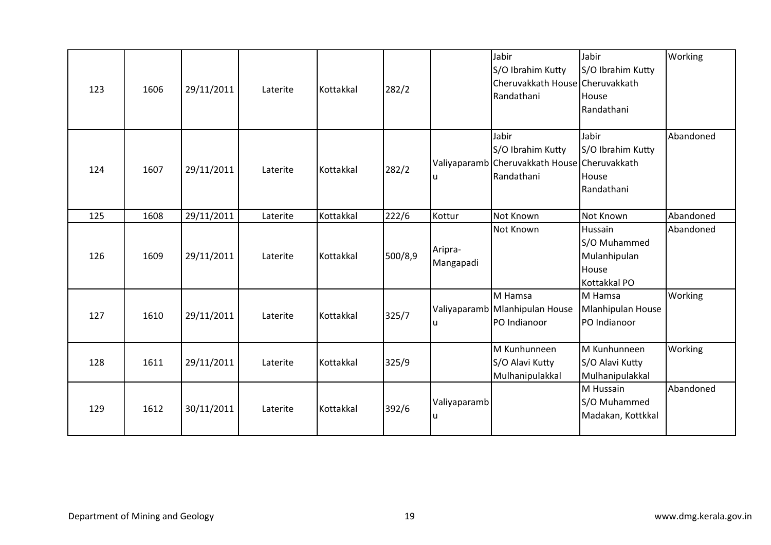| | | | | | | | | | |
|---|---|---|---|---|---|---|---|---|---|
| 123 | 1606 | 29/11/2011 | Laterite | Kottakkal | 282/2 | | Jabir S/O Ibrahim Kutty Cheruvakkath House Randathani | Jabir S/O Ibrahim Kutty Cheruvakkath House Randathani | Working |
| 124 | 1607 | 29/11/2011 | Laterite | Kottakkal | 282/2 | Valiyaparambu | Jabir S/O Ibrahim Kutty Cheruvakkath House Randathani | Jabir S/O Ibrahim Kutty Cheruvakkath House Randathani | Abandoned |
| 125 | 1608 | 29/11/2011 | Laterite | Kottakkal | 222/6 | Kottur | Not Known | Not Known | Abandoned |
| 126 | 1609 | 29/11/2011 | Laterite | Kottakkal | 500/8,9 | Aripra-Mangapadi | Not Known | Hussain S/O Muhammed Mulanhipulan House Kottakkal PO | Abandoned |
| 127 | 1610 | 29/11/2011 | Laterite | Kottakkal | 325/7 | Valiyaparambu | M Hamsa Mlanhipulan House PO Indianoor | M Hamsa Mlanhipulan House PO Indianoor | Working |
| 128 | 1611 | 29/11/2011 | Laterite | Kottakkal | 325/9 | | M Kunhunneen S/O Alavi Kutty Mulhanipulakkal | M Kunhunneen S/O Alavi Kutty Mulhanipulakkal | Working |
| 129 | 1612 | 30/11/2011 | Laterite | Kottakkal | 392/6 | Valiyaparambu | | M Hussain S/O Muhammed Madakan, Kottkkal | Abandoned |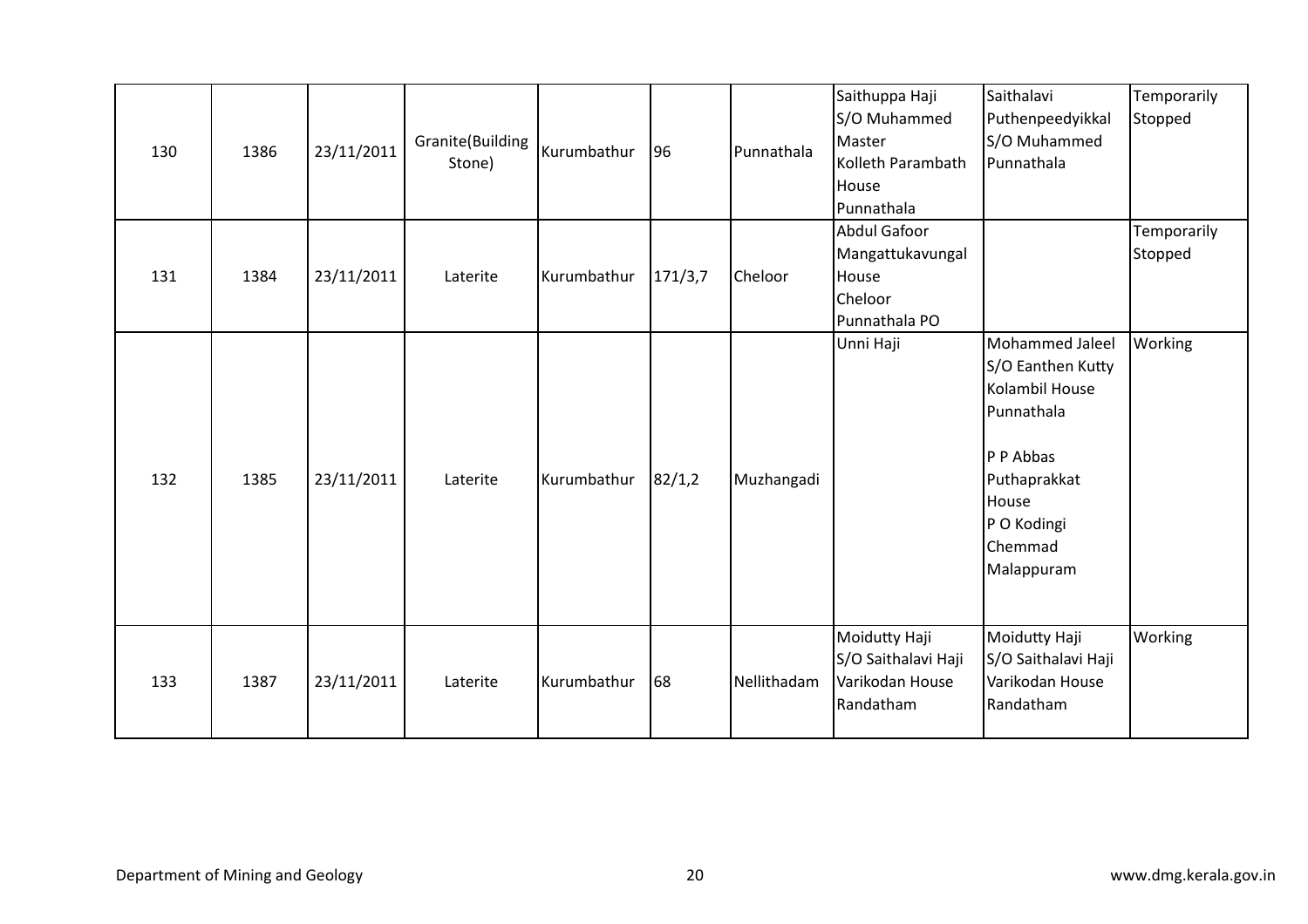| | | | | | | | | | |
|---|---|---|---|---|---|---|---|---|---|
| 130 | 1386 | 23/11/2011 | Granite(Building Stone) | Kurumbathur | 96 | Punnathala | Saithuppa Haji S/O Muhammed Master Kolleth Parambath House Punnathala | Saithalavi Puthenpeedyikkal S/O Muhammed Punnathala | Temporarily Stopped |
| 131 | 1384 | 23/11/2011 | Laterite | Kurumbathur | 171/3,7 | Cheloor | Abdul Gafoor Mangattukavungal House Cheloor Punnathala PO | | Temporarily Stopped |
| 132 | 1385 | 23/11/2011 | Laterite | Kurumbathur | 82/1,2 | Muzhangadi | Unni Haji | Mohammed Jaleel S/O Eanthen Kutty Kolambil House Punnathala<br><br>P P Abbas Puthaprakkat House P O Kodingi Chemmad Malappuram | Working |
| 133 | 1387 | 23/11/2011 | Laterite | Kurumbathur | 68 | Nellithadam | Moidutty Haji S/O Saithalavi Haji Varikodan House Randatham | Moidutty Haji S/O Saithalavi Haji Varikodan House Randatham | Working |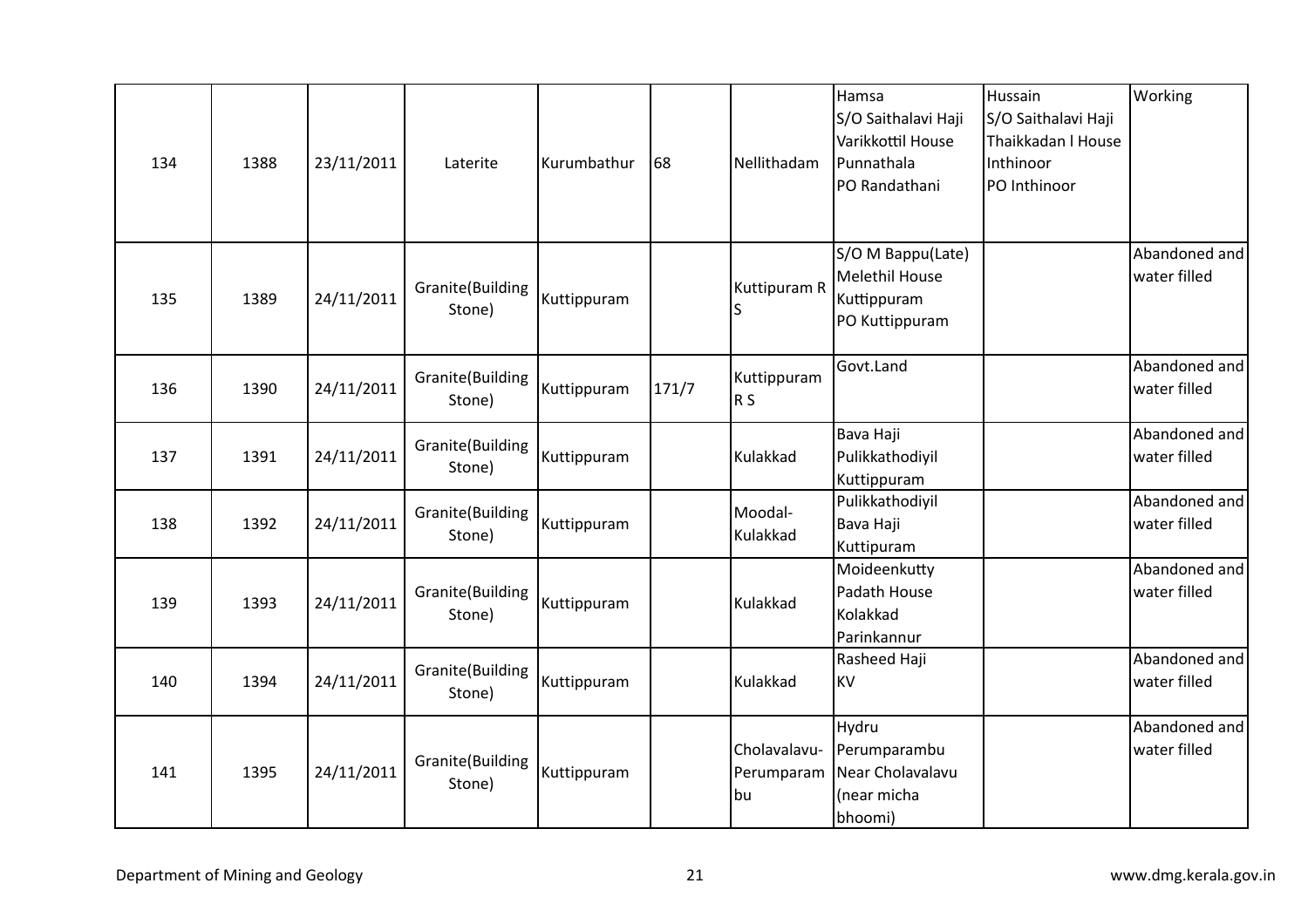| | | | | | | | | | |
|---|---|---|---|---|---|---|---|---|---|
| 134 | 1388 | 23/11/2011 | Laterite | Kurumbathur | 68 | Nellithadam | Hamsa S/O Saithalavi Haji Varikkottil House Punnathala PO Randathani | Hussain S/O Saithalavi Haji Thaikkadan l House Inthinoor PO Inthinoor | Working |
| 135 | 1389 | 24/11/2011 | Granite(Building Stone) | Kuttippuram | | Kuttipuram R S | S/O M Bappu(Late) Melethil House Kuttippuram PO Kuttippuram | | Abandoned and water filled |
| 136 | 1390 | 24/11/2011 | Granite(Building Stone) | Kuttippuram | 171/7 | Kuttippuram R S | Govt.Land | | Abandoned and water filled |
| 137 | 1391 | 24/11/2011 | Granite(Building Stone) | Kuttippuram | | Kulakkad | Bava Haji Pulikkathodiyil Kuttippuram | | Abandoned and water filled |
| 138 | 1392 | 24/11/2011 | Granite(Building Stone) | Kuttippuram | | Moodal-Kulakkad | Pulikkathodiyil Bava Haji Kuttipuram | | Abandoned and water filled |
| 139 | 1393 | 24/11/2011 | Granite(Building Stone) | Kuttippuram | | Kulakkad | Moideenkutty Padath House Kolakkad Parinkannur | | Abandoned and water filled |
| 140 | 1394 | 24/11/2011 | Granite(Building Stone) | Kuttippuram | | Kulakkad | Rasheed Haji KV | | Abandoned and water filled |
| 141 | 1395 | 24/11/2011 | Granite(Building Stone) | Kuttippuram | | Cholavalavu-Perumparambu | Hydru Perumparambu Near Cholavalavu (near micha bhoomi) | | Abandoned and water filled |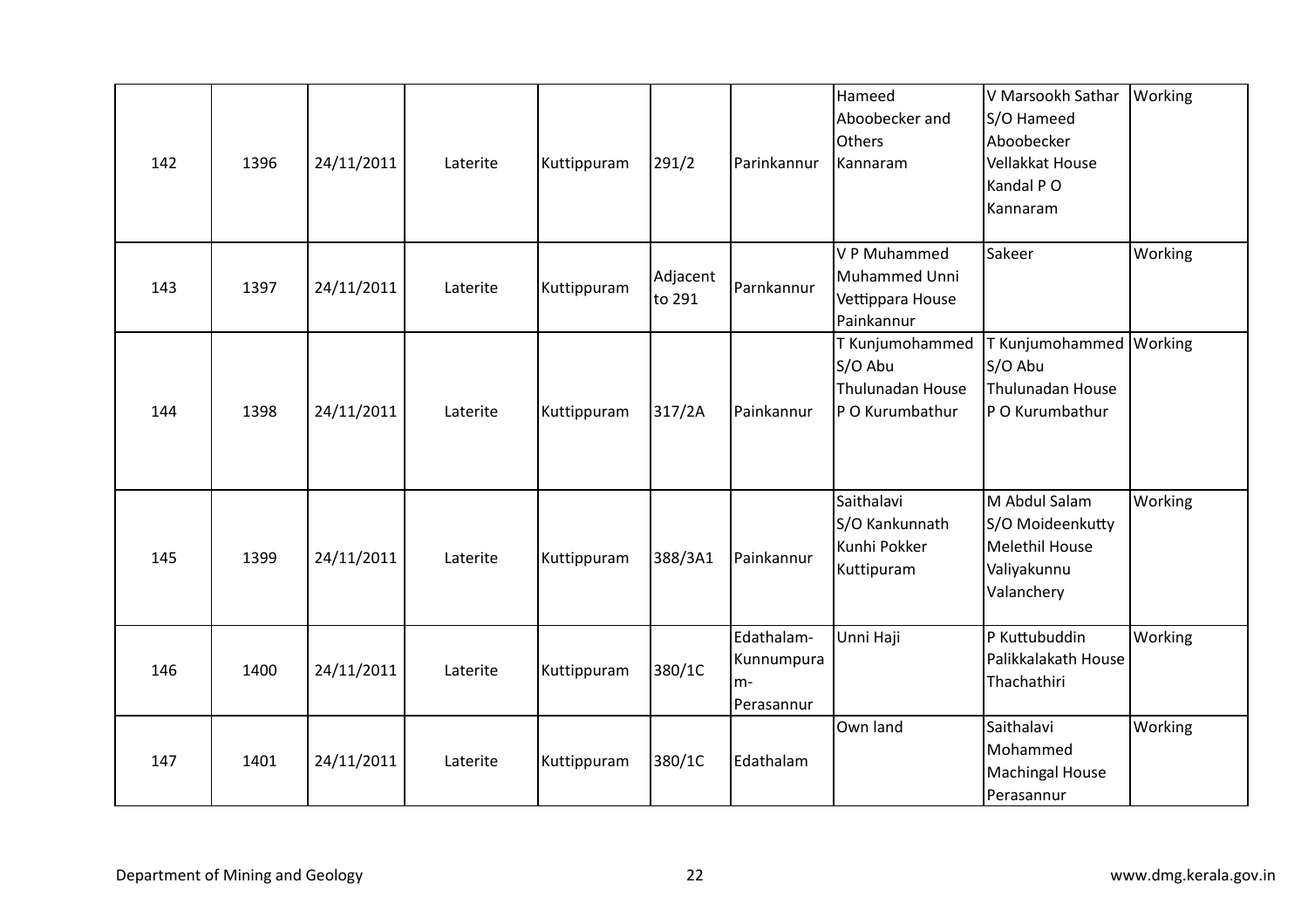| | | | | | | | | | |
|---|---|---|---|---|---|---|---|---|---|
| 142 | 1396 | 24/11/2011 | Laterite | Kuttippuram | 291/2 | Parinkannur | Hameed Aboobecker and Others Kannaram | V Marsookh Sathar S/O Hameed Aboobecker Vellakkat House Kandal P O Kannaram | Working |
| 143 | 1397 | 24/11/2011 | Laterite | Kuttippuram | Adjacent to 291 | Parnkannur | V P Muhammed Muhammed Unni Vettippara House Painkannur | Sakeer | Working |
| 144 | 1398 | 24/11/2011 | Laterite | Kuttippuram | 317/2A | Painkannur | T Kunjumohammed S/O Abu Thulunadan House P O Kurumbathur | T Kunjumohammed S/O Abu Thulunadan House P O Kurumbathur | Working |
| 145 | 1399 | 24/11/2011 | Laterite | Kuttippuram | 388/3A1 | Painkannur | Saithalavi S/O Kankunnath Kunhi Pokker Kuttipuram | M Abdul Salam S/O Moideenkutty Melethil House Valiyakunnu Valanchery | Working |
| 146 | 1400 | 24/11/2011 | Laterite | Kuttippuram | 380/1C | Edathalam-Kunnumpuram-Perasannur | Unni Haji | P Kuttubuddin Palikkalakath House Thachathiri | Working |
| 147 | 1401 | 24/11/2011 | Laterite | Kuttippuram | 380/1C | Edathalam | Own land | Saithalavi Mohammed Machingal House Perasannur | Working |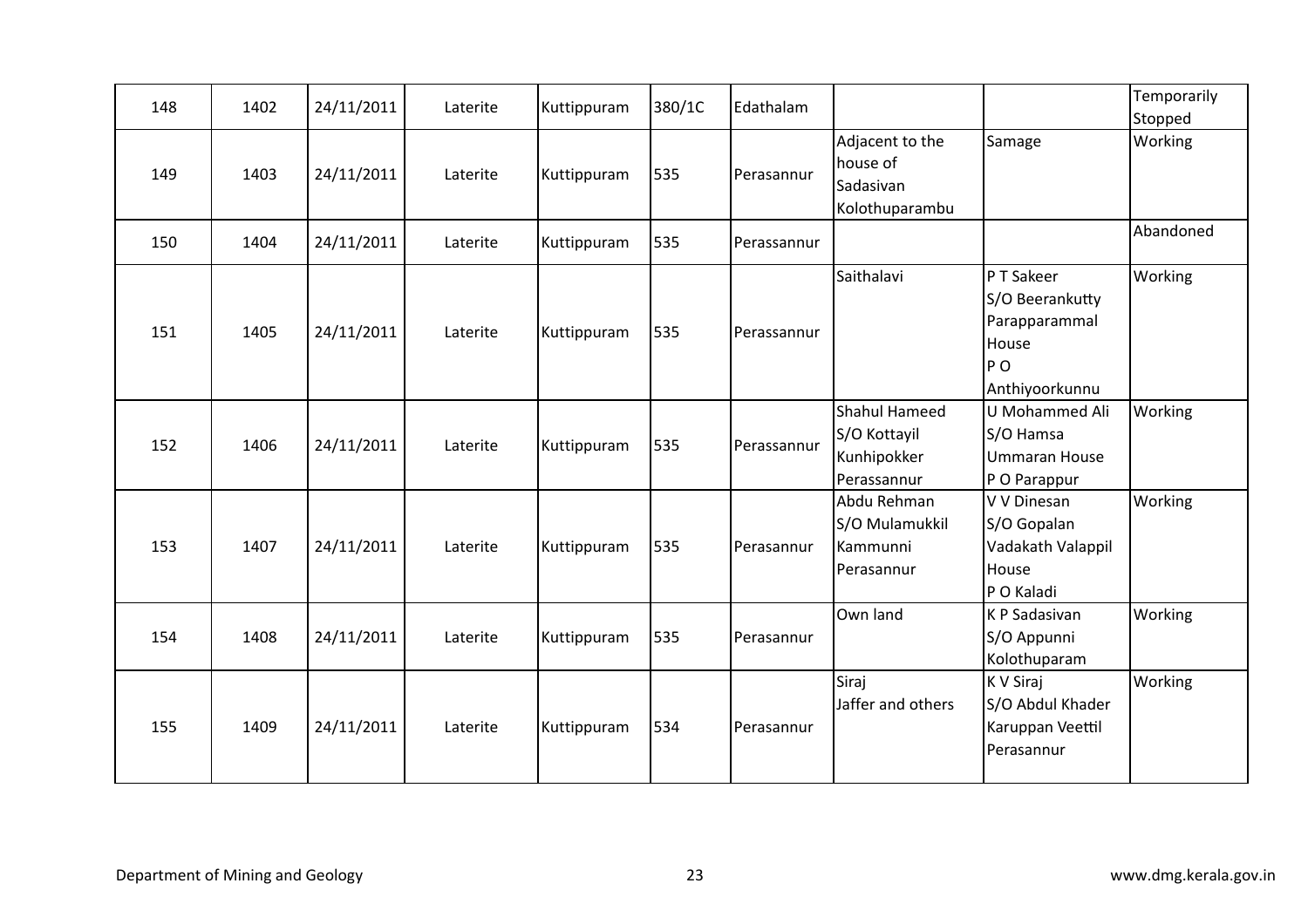| | | | | | | | | | |
|---|---|---|---|---|---|---|---|---|---|
| 148 | 1402 | 24/11/2011 | Laterite | Kuttippuram | 380/1C | Edathalam | | | Temporarily Stopped |
| 149 | 1403 | 24/11/2011 | Laterite | Kuttippuram | 535 | Perasannur | Adjacent to the house of Sadasivan Kolothuparambu | Samage | Working |
| 150 | 1404 | 24/11/2011 | Laterite | Kuttippuram | 535 | Perassannur | | | Abandoned |
| 151 | 1405 | 24/11/2011 | Laterite | Kuttippuram | 535 | Perassannur | Saithalavi | P T Sakeer S/O Beerankutty Parapparammal House P O Anthiyoorkunnu | Working |
| 152 | 1406 | 24/11/2011 | Laterite | Kuttippuram | 535 | Perassannur | Shahul Hameed S/O Kottayil Kunhipokker Perassannur | U Mohammed Ali S/O Hamsa Ummaran House P O Parappur | Working |
| 153 | 1407 | 24/11/2011 | Laterite | Kuttippuram | 535 | Perasannur | Abdu Rehman S/O Mulamukkil Kammunni Perasannur | V V Dinesan S/O Gopalan Vadakath Valappil House P O Kaladi | Working |
| 154 | 1408 | 24/11/2011 | Laterite | Kuttippuram | 535 | Perasannur | Own land | K P Sadasivan S/O Appunni Kolothuparam | Working |
| 155 | 1409 | 24/11/2011 | Laterite | Kuttippuram | 534 | Perasannur | Siraj Jaffer and others | K V Siraj S/O Abdul Khader Karuppan Veettil Perasannur | Working |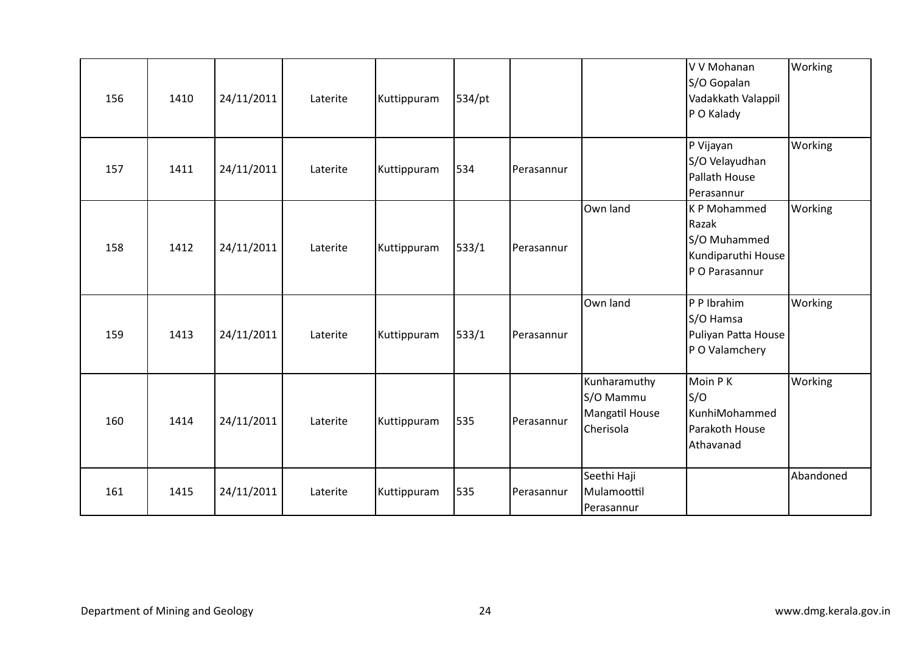| | | | | | | | | | |
|---|---|---|---|---|---|---|---|---|---|
| 156 | 1410 | 24/11/2011 | Laterite | Kuttippuram | 534/pt | | | V V Mohanan S/O Gopalan Vadakkath Valappil P O Kalady | Working |
| 157 | 1411 | 24/11/2011 | Laterite | Kuttippuram | 534 | Perasannur | | P Vijayan S/O Velayudhan Pallath House Perasannur | Working |
| 158 | 1412 | 24/11/2011 | Laterite | Kuttippuram | 533/1 | Perasannur | Own land | K P Mohammed Razak S/O Muhammed Kundiparuthi House P O Parasannur | Working |
| 159 | 1413 | 24/11/2011 | Laterite | Kuttippuram | 533/1 | Perasannur | Own land | P P Ibrahim S/O Hamsa Puliyan Patta House P O Valamchery | Working |
| 160 | 1414 | 24/11/2011 | Laterite | Kuttippuram | 535 | Perasannur | Kunharamuthy S/O Mammu Mangatil House Cherisola | Moin P K S/O KunhiMohammed Parakoth House Athavanad | Working |
| 161 | 1415 | 24/11/2011 | Laterite | Kuttippuram | 535 | Perasannur | Seethi Haji Mulamoottil Perasannur | | Abandoned |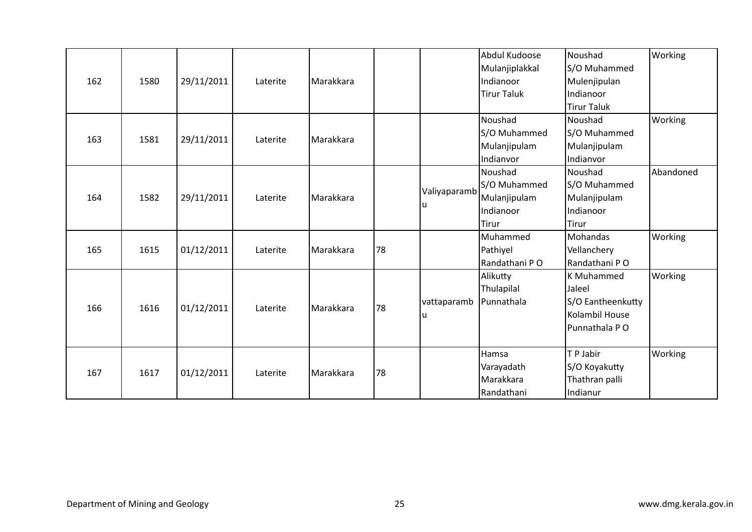| | | | | | | | | | |
|---|---|---|---|---|---|---|---|---|---|
| 162 | 1580 | 29/11/2011 | Laterite | Marakkara | | | Abdul Kudoose Mulanjiplakkal Indianoor Tirur Taluk | Noushad S/O Muhammed Mulenjipulan Indianoor Tirur Taluk | Working |
| 163 | 1581 | 29/11/2011 | Laterite | Marakkara | | | Noushad S/O Muhammed Mulanjipulam Indianvor | Noushad S/O Muhammed Mulanjipulam Indianvor | Working |
| 164 | 1582 | 29/11/2011 | Laterite | Marakkara | | Valiyaparambu | Noushad S/O Muhammed Mulanjipulam Indianoor Tirur | Noushad S/O Muhammed Mulanjipulam Indianoor Tirur | Abandoned |
| 165 | 1615 | 01/12/2011 | Laterite | Marakkara | 78 | | Muhammed Pathiyel Randathani P O | Mohandas Vellanchery Randathani P O | Working |
| 166 | 1616 | 01/12/2011 | Laterite | Marakkara | 78 | vattaparambu | Alikutty Thulapilal Punnathala | K Muhammed Jaleel S/O Eantheenkutty Kolambil House Punnathala P O | Working |
| 167 | 1617 | 01/12/2011 | Laterite | Marakkara | 78 | | Hamsa Varayadath Marakkara Randathani | T P Jabir S/O Koyakutty Thathran palli Indianur | Working |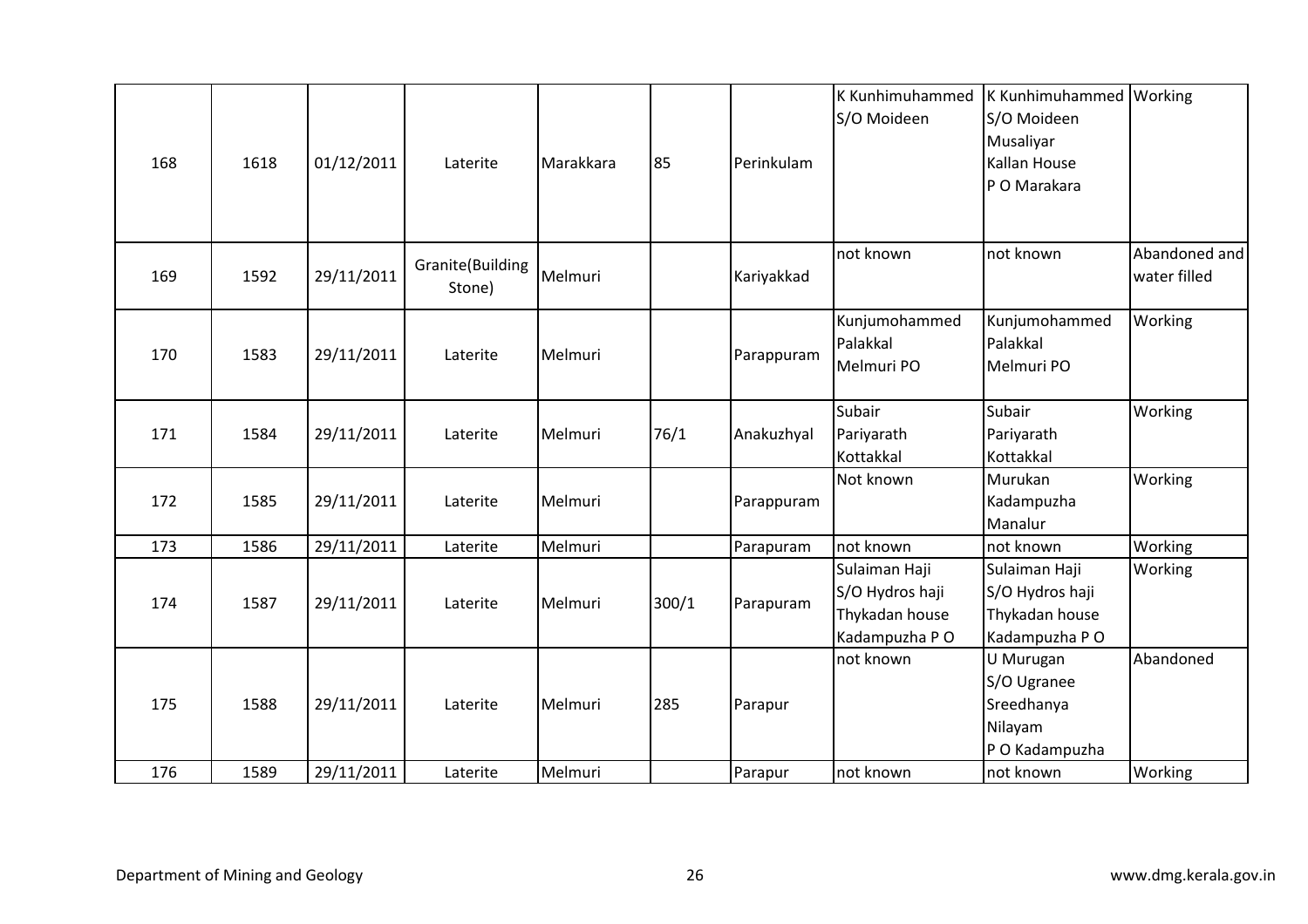| | | | | | | | | | |
|---|---|---|---|---|---|---|---|---|---|
| 168 | 1618 | 01/12/2011 | Laterite | Marakkara | 85 | Perinkulam | K Kunhimuhammed S/O Moideen | K Kunhimuhammed S/O Moideen Musaliyar Kallan House P O Marakara | Working |
| 169 | 1592 | 29/11/2011 | Granite(Building Stone) | Melmuri | | Kariyakkad | not known | not known | Abandoned and water filled |
| 170 | 1583 | 29/11/2011 | Laterite | Melmuri | | Parappuram | Kunjumohammed Palakkal Melmuri PO | Kunjumohammed Palakkal Melmuri PO | Working |
| 171 | 1584 | 29/11/2011 | Laterite | Melmuri | 76/1 | Anakuzhyal | Subair Pariyarath Kottakkal | Subair Pariyarath Kottakkal | Working |
| 172 | 1585 | 29/11/2011 | Laterite | Melmuri | | Parappuram | Not known | Murukan Kadampuzha Manalur | Working |
| 173 | 1586 | 29/11/2011 | Laterite | Melmuri | | Parapuram | not known | not known | Working |
| 174 | 1587 | 29/11/2011 | Laterite | Melmuri | 300/1 | Parapuram | Sulaiman Haji S/O Hydros haji Thykadan house Kadampuzha P O | Sulaiman Haji S/O Hydros haji Thykadan house Kadampuzha P O | Working |
| 175 | 1588 | 29/11/2011 | Laterite | Melmuri | 285 | Parapur | not known | U Murugan S/O Ugranee Sreedhanya Nilayam P O Kadampuzha | Abandoned |
| 176 | 1589 | 29/11/2011 | Laterite | Melmuri | | Parapur | not known | not known | Working |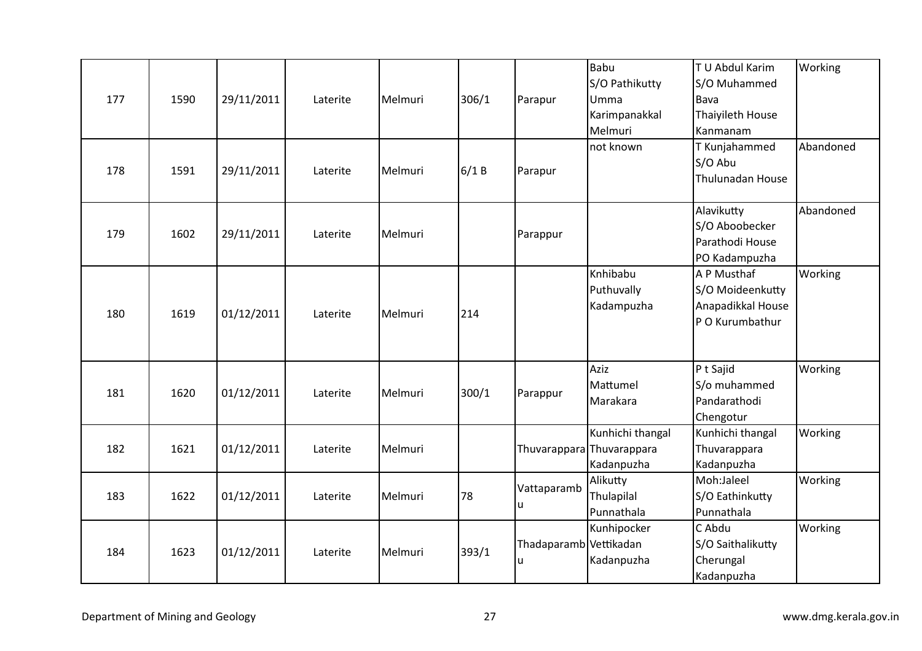| | | | | | | | | | |
|---|---|---|---|---|---|---|---|---|---|
| 177 | 1590 | 29/11/2011 | Laterite | Melmuri | 306/1 | Parapur | Babu S/O Pathikutty Umma Karimpanakkal Melmuri | T U Abdul Karim S/O Muhammed Bava Thaiyileth House Kanmanam | Working |
| 178 | 1591 | 29/11/2011 | Laterite | Melmuri | 6/1 B | Parapur | not known | T Kunjahammed S/O Abu Thulunadan House | Abandoned |
| 179 | 1602 | 29/11/2011 | Laterite | Melmuri | | Parappur | | Alavikutty S/O Aboobecker Parathodi House PO Kadampuzha | Abandoned |
| 180 | 1619 | 01/12/2011 | Laterite | Melmuri | 214 | | Knhibabu Puthuvally Kadampuzha | A P Musthaf S/O Moideenkutty Anapadikkal House P O Kurumbathur | Working |
| 181 | 1620 | 01/12/2011 | Laterite | Melmuri | 300/1 | Parappur | Aziz Mattumel Marakara | P t Sajid S/o muhammed Pandarathodi Chengotur | Working |
| 182 | 1621 | 01/12/2011 | Laterite | Melmuri | | Thuvarappara | Kunhichi thangal Thuvarappara Kadanpuzha | Kunhichi thangal Thuvarappara Kadanpuzha | Working |
| 183 | 1622 | 01/12/2011 | Laterite | Melmuri | 78 | Vattaparambu | Alikutty Thulapilal Punnathala | Moh:Jaleel S/O Eathinkutty Punnathala | Working |
| 184 | 1623 | 01/12/2011 | Laterite | Melmuri | 393/1 | Thadaparambu | Kunhipocker Vettikadan Kadanpuzha | C Abdu S/O Saithalikutty Cherungal Kadanpuzha | Working |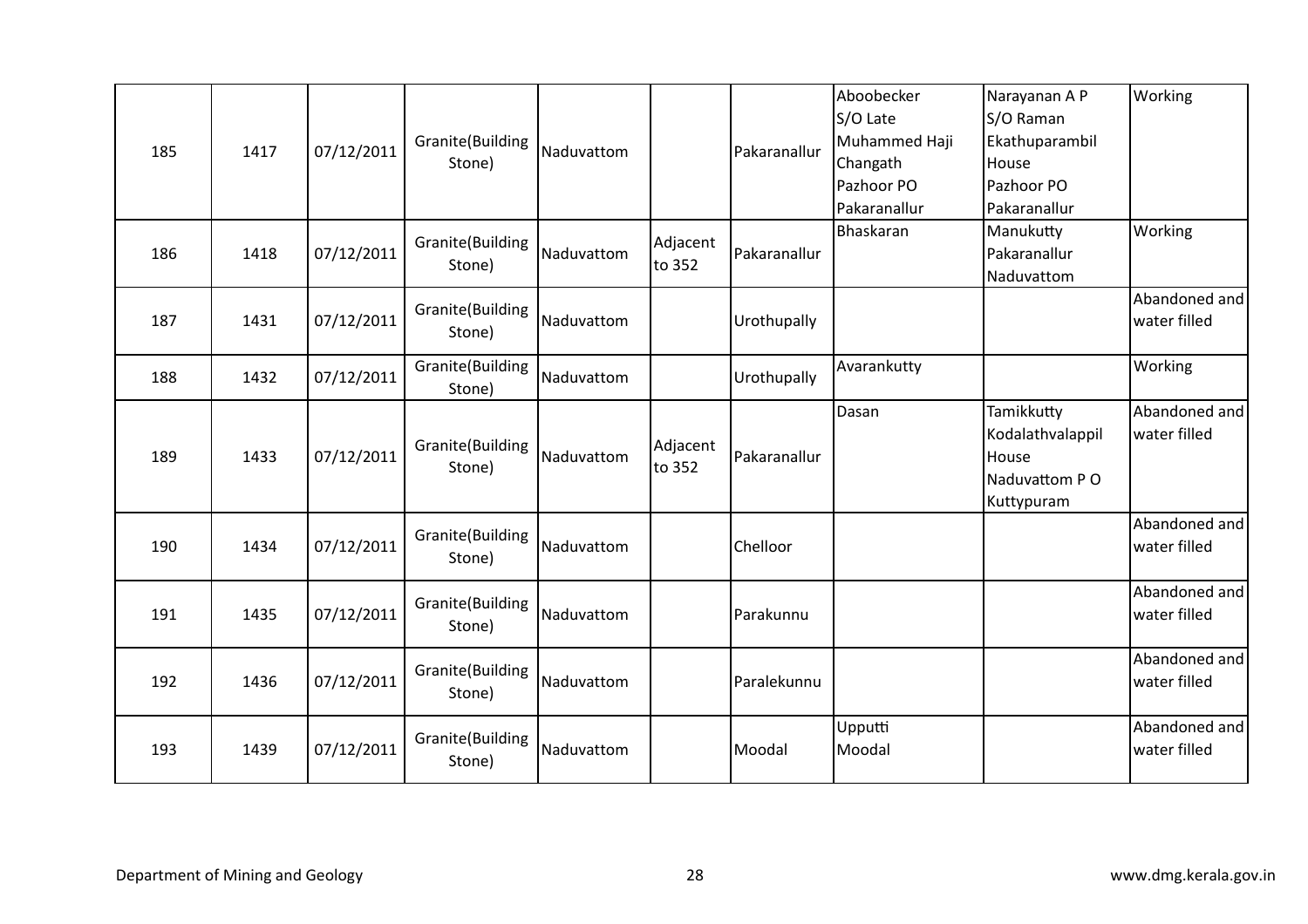| | | | | | | | | | |
|---|---|---|---|---|---|---|---|---|---|
| 185 | 1417 | 07/12/2011 | Granite(Building Stone) | Naduvattom | | Pakaranallur | Aboobecker S/O Late Muhammed Haji Changath Pazhoor PO Pakaranallur | Narayanan A P S/O Raman Ekathuparambil House Pazhoor PO Pakaranallur | Working |
| 186 | 1418 | 07/12/2011 | Granite(Building Stone) | Naduvattom | Adjacent to 352 | Pakaranallur | Bhaskaran | Manukutty Pakaranallur Naduvattom | Working |
| 187 | 1431 | 07/12/2011 | Granite(Building Stone) | Naduvattom | | Urothupally | | | Abandoned and water filled |
| 188 | 1432 | 07/12/2011 | Granite(Building Stone) | Naduvattom | | Urothupally | Avarankutty | | Working |
| 189 | 1433 | 07/12/2011 | Granite(Building Stone) | Naduvattom | Adjacent to 352 | Pakaranallur | Dasan | Tamikkutty Kodalathvalappil House Naduvattom P O Kuttypuram | Abandoned and water filled |
| 190 | 1434 | 07/12/2011 | Granite(Building Stone) | Naduvattom | | Chelloor | | | Abandoned and water filled |
| 191 | 1435 | 07/12/2011 | Granite(Building Stone) | Naduvattom | | Parakunnu | | | Abandoned and water filled |
| 192 | 1436 | 07/12/2011 | Granite(Building Stone) | Naduvattom | | Paralekunnu | | | Abandoned and water filled |
| 193 | 1439 | 07/12/2011 | Granite(Building Stone) | Naduvattom | | Moodal | Upputti Moodal | | Abandoned and water filled |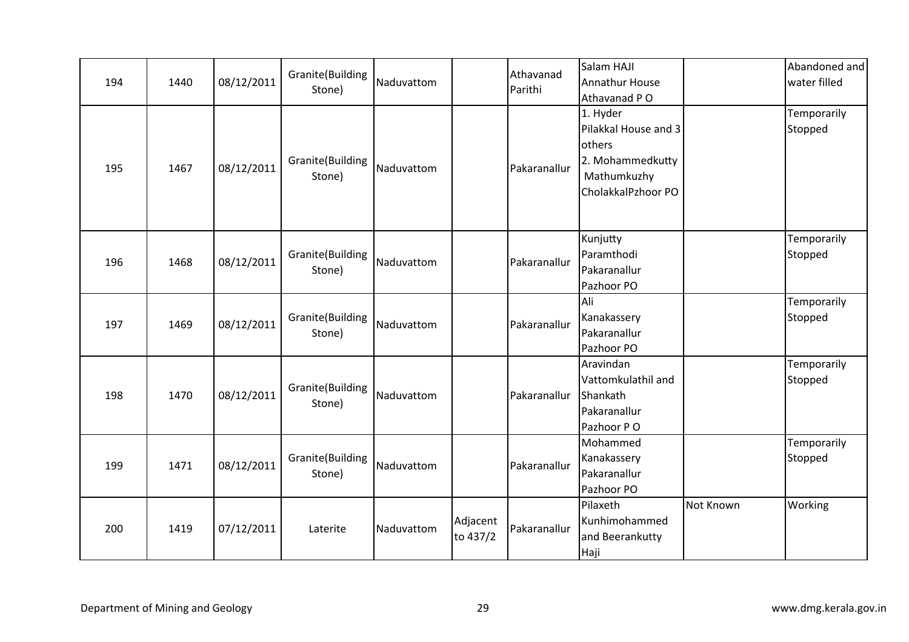| | | | | | | | | | |
|---|---|---|---|---|---|---|---|---|---|
| 194 | 1440 | 08/12/2011 | Granite(Building Stone) | Naduvattom | | Athavanad Parithi | Salam HAJI Annathur House Athavanad P O | | Abandoned and water filled |
| 195 | 1467 | 08/12/2011 | Granite(Building Stone) | Naduvattom | | Pakaranallur | 1. Hyder Pilakkal House and 3 others 2. Mohammedkutty Mathumkuzhy CholakkalPzhoor PO | | Temporarily Stopped |
| 196 | 1468 | 08/12/2011 | Granite(Building Stone) | Naduvattom | | Pakaranallur | Kunjutty Paramthodi Pakaranallur Pazhoor PO | | Temporarily Stopped |
| 197 | 1469 | 08/12/2011 | Granite(Building Stone) | Naduvattom | | Pakaranallur | Ali Kanakassery Pakaranallur Pazhoor PO | | Temporarily Stopped |
| 198 | 1470 | 08/12/2011 | Granite(Building Stone) | Naduvattom | | Pakaranallur | Aravindan Vattomkulathil and Shankath Pakaranallur Pazhoor P O | | Temporarily Stopped |
| 199 | 1471 | 08/12/2011 | Granite(Building Stone) | Naduvattom | | Pakaranallur | Mohammed Kanakassery Pakaranallur Pazhoor PO | | Temporarily Stopped |
| 200 | 1419 | 07/12/2011 | Laterite | Naduvattom | Adjacent to 437/2 | Pakaranallur | Pilaxeth Kunhimohammed and Beerankutty Haji | Not Known | Working |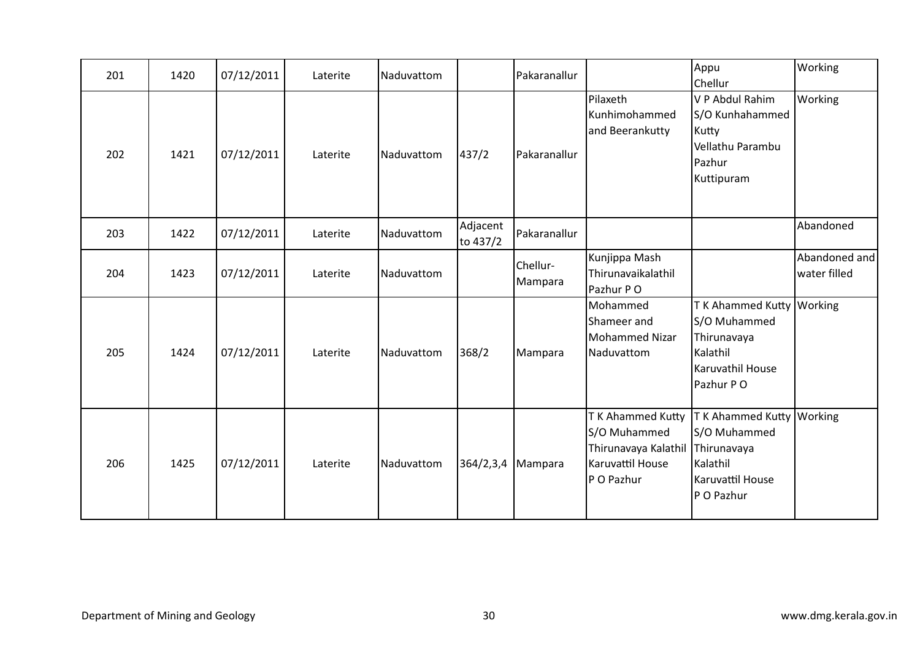| | | | | | | | | | |
|---|---|---|---|---|---|---|---|---|---|
| 201 | 1420 | 07/12/2011 | Laterite | Naduvattom | | Pakaranallur | | Appu Chellur | Working |
| 202 | 1421 | 07/12/2011 | Laterite | Naduvattom | 437/2 | Pakaranallur | Pilaxeth Kunhimohammed and Beerankutty | V P Abdul Rahim S/O Kunhahammed Kutty Vellathu Parambu Pazhur Kuttipuram | Working |
| 203 | 1422 | 07/12/2011 | Laterite | Naduvattom | Adjacent to 437/2 | Pakaranallur | | | Abandoned |
| 204 | 1423 | 07/12/2011 | Laterite | Naduvattom | | Chellur-Mampara | Kunjippa Mash Thirunavaikalathil Pazhur P O | | Abandoned and water filled |
| 205 | 1424 | 07/12/2011 | Laterite | Naduvattom | 368/2 | Mampara | Mohammed Shameer and Mohammed Nizar Naduvattom | T K Ahammed Kutty S/O Muhammed Thirunavaya Kalathil Karuvathil House Pazhur P O | Working |
| 206 | 1425 | 07/12/2011 | Laterite | Naduvattom | 364/2,3,4 | Mampara | T K Ahammed Kutty S/O Muhammed Thirunavaya Kalathil Karuvattil House P O Pazhur | T K Ahammed Kutty S/O Muhammed Thirunavaya Kalathil Karuvattil House P O Pazhur | Working |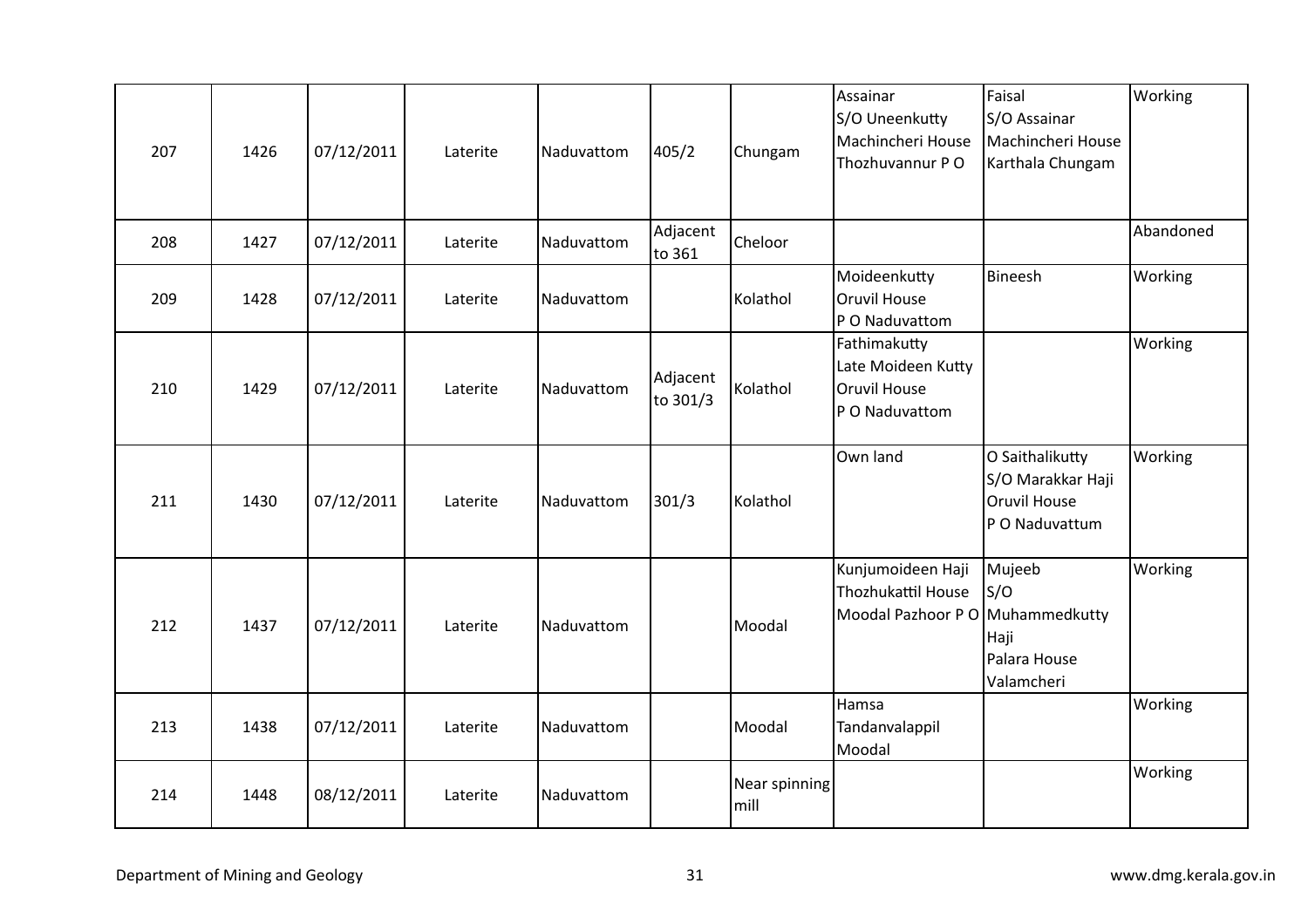| | | | | | | | | | |
|---|---|---|---|---|---|---|---|---|---|
| 207 | 1426 | 07/12/2011 | Laterite | Naduvattom | 405/2 | Chungam | Assainar S/O Uneenkutty Machincheri House Thozhuvannur P O | Faisal S/O Assainar Machincheri House Karthala Chungam | Working |
| 208 | 1427 | 07/12/2011 | Laterite | Naduvattom | Adjacent to 361 | Cheloor | | | Abandoned |
| 209 | 1428 | 07/12/2011 | Laterite | Naduvattom | | Kolathol | Moideenkutty Oruvil House P O Naduvattom | Bineesh | Working |
| 210 | 1429 | 07/12/2011 | Laterite | Naduvattom | Adjacent to 301/3 | Kolathol | Fathimakutty Late Moideen Kutty Oruvil House P O Naduvattom | | Working |
| 211 | 1430 | 07/12/2011 | Laterite | Naduvattom | 301/3 | Kolathol | Own land | O Saithalikutty S/O Marakkar Haji Oruvil House P O Naduvattum | Working |
| 212 | 1437 | 07/12/2011 | Laterite | Naduvattom | | Moodal | Kunjumoideen Haji Thozhukattil House Moodal Pazhoor P O | Mujeeb S/O Muhammedkutty Haji Palara House Valamcheri | Working |
| 213 | 1438 | 07/12/2011 | Laterite | Naduvattom | | Moodal | Hamsa Tandanvalappil Moodal | | Working |
| 214 | 1448 | 08/12/2011 | Laterite | Naduvattom | | Near spinning mill | | | Working |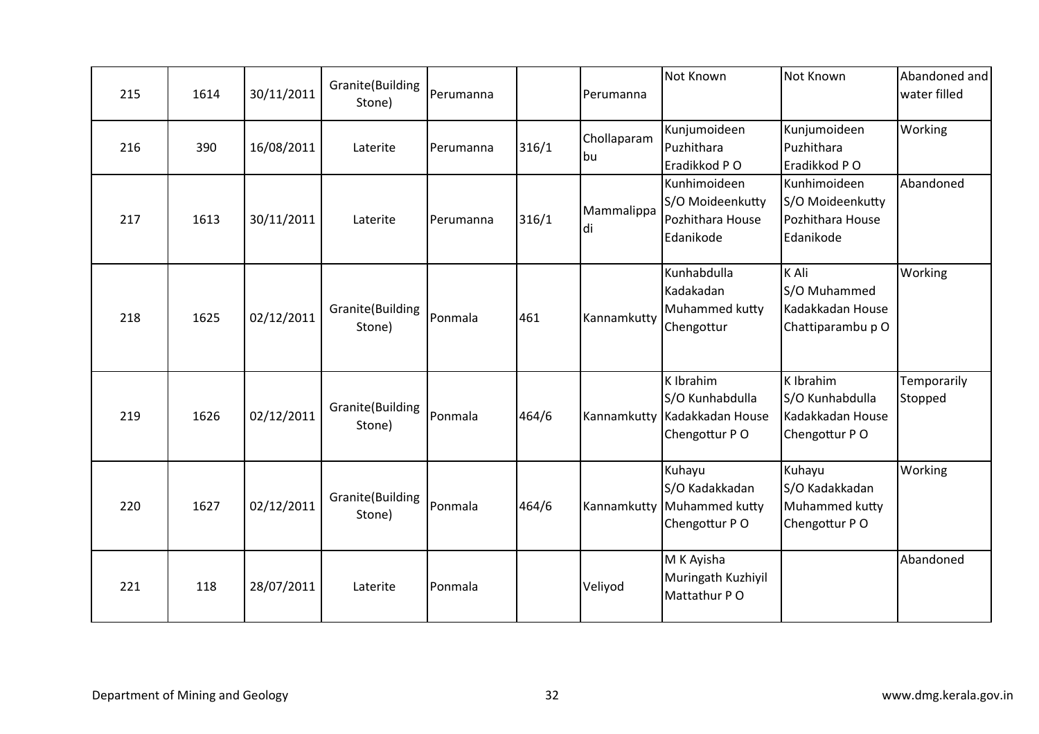| | | | | | | | | | |
|---|---|---|---|---|---|---|---|---|---|
| 215 | 1614 | 30/11/2011 | Granite(Building Stone) | Perumanna | | Perumanna | Not Known | Not Known | Abandoned and water filled |
| 216 | 390 | 16/08/2011 | Laterite | Perumanna | 316/1 | Chollaparambu | Kunjumoideen Puzhithara Eradikkod P O | Kunjumoideen Puzhithara Eradikkod P O | Working |
| 217 | 1613 | 30/11/2011 | Laterite | Perumanna | 316/1 | Mammalippadi | Kunhimoideen S/O Moideenkutty Pozhithara House Edanikode | Kunhimoideen S/O Moideenkutty Pozhithara House Edanikode | Abandoned |
| 218 | 1625 | 02/12/2011 | Granite(Building Stone) | Ponmala | 461 | Kannamkutty | Kunhabdulla Kadakadan Muhammed kutty Chengottur | K Ali S/O Muhammed Kadakkadan House Chattiparambu p O | Working |
| 219 | 1626 | 02/12/2011 | Granite(Building Stone) | Ponmala | 464/6 | Kannamkutty | K Ibrahim S/O Kunhabdulla Kadakkadan House Chengottur P O | K Ibrahim S/O Kunhabdulla Kadakkadan House Chengottur P O | Temporarily Stopped |
| 220 | 1627 | 02/12/2011 | Granite(Building Stone) | Ponmala | 464/6 | Kannamkutty | Kuhayu S/O Kadakkadan Muhammed kutty Chengottur P O | Kuhayu S/O Kadakkadan Muhammed kutty Chengottur P O | Working |
| 221 | 118 | 28/07/2011 | Laterite | Ponmala | | Veliyod | M K Ayisha Muringath Kuzhiyil Mattathur P O | | Abandoned |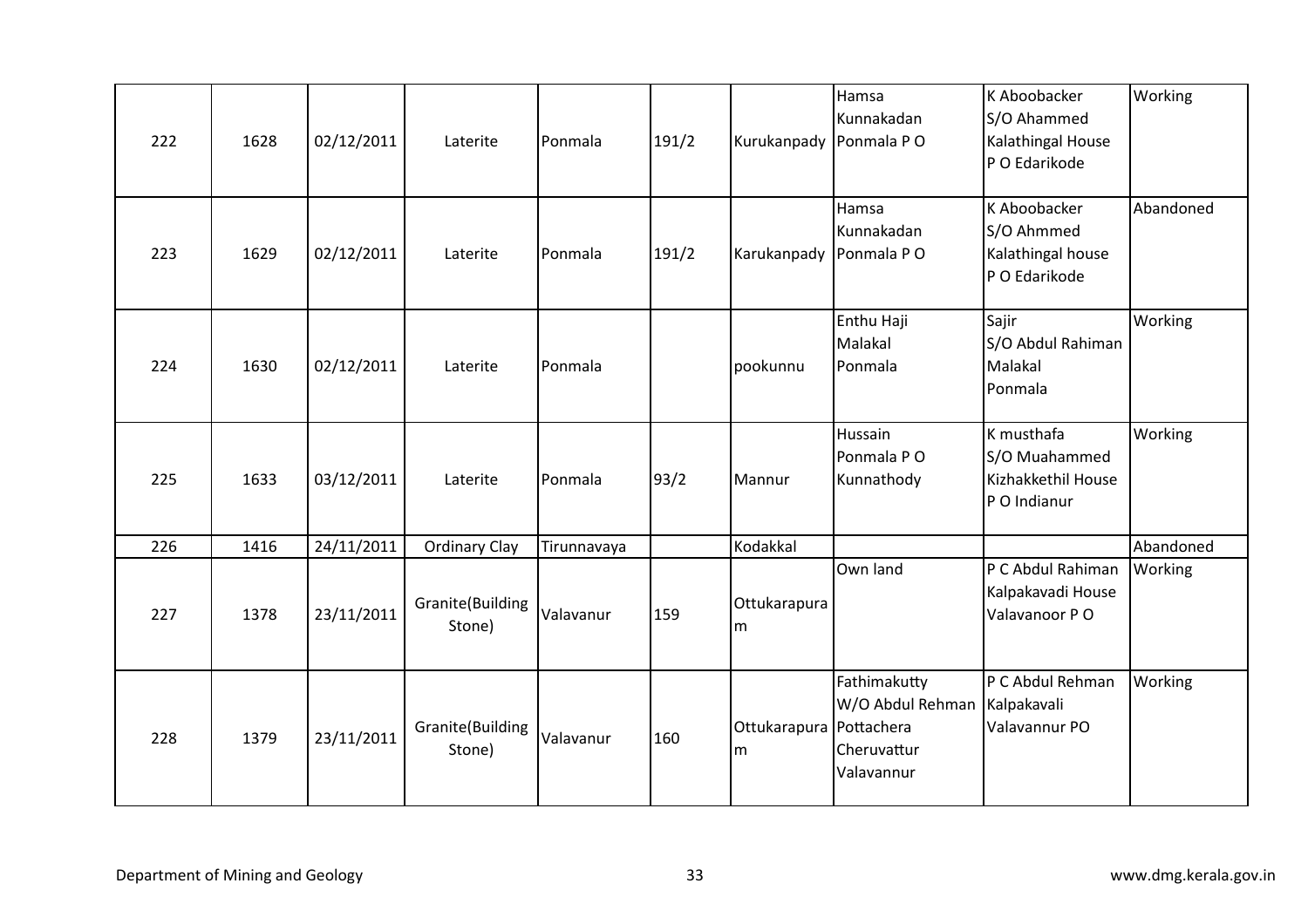| | | | | | | | | | |
|---|---|---|---|---|---|---|---|---|---|
| 222 | 1628 | 02/12/2011 | Laterite | Ponmala | 191/2 | Kurukanpady | Hamsa Kunnakadan Ponmala P O | K Aboobacker S/O Ahammed Kalathingal House P O Edarikode | Working |
| 223 | 1629 | 02/12/2011 | Laterite | Ponmala | 191/2 | Karukanpady | Hamsa Kunnakadan Ponmala P O | K Aboobacker S/O Ahmmed Kalathingal house P O Edarikode | Abandoned |
| 224 | 1630 | 02/12/2011 | Laterite | Ponmala | | pookunnu | Enthu Haji Malakal Ponmala | Sajir S/O Abdul Rahiman Malakal Ponmala | Working |
| 225 | 1633 | 03/12/2011 | Laterite | Ponmala | 93/2 | Mannur | Hussain Ponmala P O Kunnathody | K musthafa S/O Muahammed Kizhakkethil House P O Indianur | Working |
| 226 | 1416 | 24/11/2011 | Ordinary Clay | Tirunnavaya | | Kodakkal | | | Abandoned |
| 227 | 1378 | 23/11/2011 | Granite(Building Stone) | Valavanur | 159 | Ottukarapuram | Own land | P C Abdul Rahiman Kalpakavadi House Valavanoor P O | Working |
| 228 | 1379 | 23/11/2011 | Granite(Building Stone) | Valavanur | 160 | Ottukarapuram | Fathimakutty W/O Abdul Rehman Pottachera Cheruvattur Valavannur | P C Abdul Rehman Kalpakavali Valavannur PO | Working |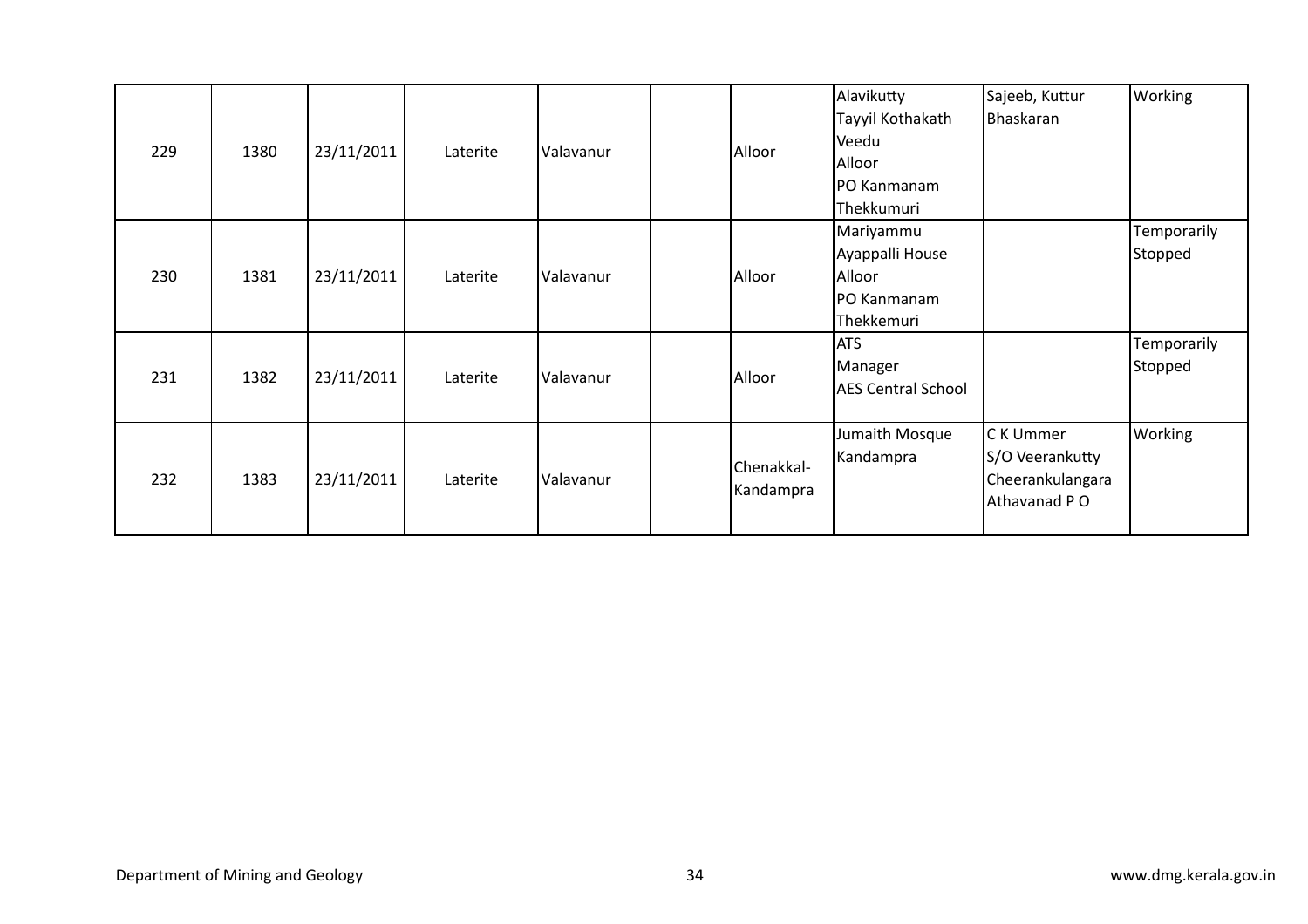| | | | | | | | | | |
|---|---|---|---|---|---|---|---|---|---|
| 229 | 1380 | 23/11/2011 | Laterite | Valavanur | | Alloor | Alavikutty Tayyil Kothakath Veedu Alloor PO Kanmanam Thekkumuri | Sajeeb, Kuttur Bhaskaran | Working |
| 230 | 1381 | 23/11/2011 | Laterite | Valavanur | | Alloor | Mariyammu Ayappalli House Alloor PO Kanmanam Thekkemuri | | Temporarily Stopped |
| 231 | 1382 | 23/11/2011 | Laterite | Valavanur | | Alloor | ATS Manager AES Central School | | Temporarily Stopped |
| 232 | 1383 | 23/11/2011 | Laterite | Valavanur | | Chenakkal-Kandampra | Jumaith Mosque Kandampra | C K Ummer S/O Veerankutty Cheerankulangara Athavanad P O | Working |